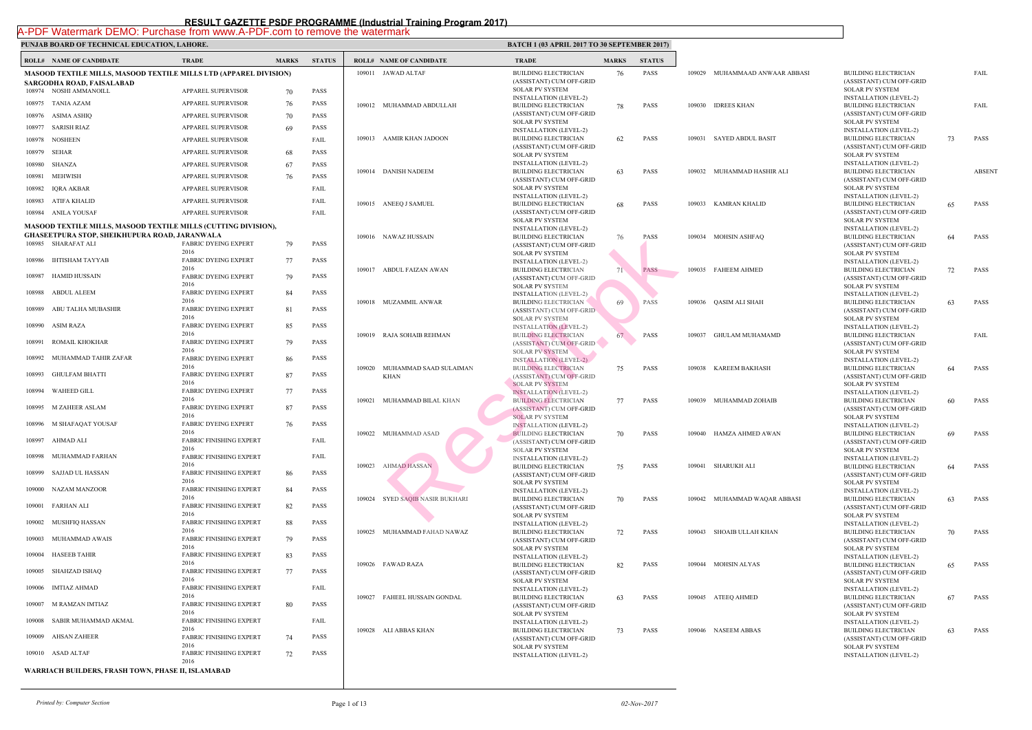# RESULT GAZETTE PSDF PROGRAMME (Industrial Training Program 2017)

A-PDF Watermark DEMO: Purchase from www.A-PDF.com to remove the watermark

**PUNJAB BOARD OF TECHNICAL EDUCATION, LAHORE.** **BATCH 1 (03 APRIL 2017 TO 30 SEPTEMBER 2017)**

| ROLL# | NAME OF CANDIDATE | TRADE | MARKS | STATUS |
|---|---|---|---|---|
| **MASOOD TEXTILE MILLS, MASOOD TEXTILE MILLS LTD (APPAREL DIVISION) SARGODHA ROAD, FAISALABAD** | | | | |
| 108974 | NOSHI AMMANOILL | APPAREL SUPERVISOR | 70 | PASS |
| 108975 | TANIA AZAM | APPAREL SUPERVISOR | 76 | PASS |
| 108976 | ASIMA ASHIQ | APPAREL SUPERVISOR | 70 | PASS |
| 108977 | SARISH RIAZ | APPAREL SUPERVISOR | 69 | PASS |
| 108978 | NOSHEEN | APPAREL SUPERVISOR | | FAIL |
| 108979 | SEHAR | APPAREL SUPERVISOR | 68 | PASS |
| 108980 | SHANZA | APPAREL SUPERVISOR | 67 | PASS |
| 108981 | MEHWISH | APPAREL SUPERVISOR | 76 | PASS |
| 108982 | IQRA AKBAR | APPAREL SUPERVISOR | | FAIL |
| 108983 | ATIFA KHALID | APPAREL SUPERVISOR | | FAIL |
| 108984 | ANILA YOUSAF | APPAREL SUPERVISOR | | FAIL |
| **MASOOD TEXTILE MILLS, MASOOD TEXTILE MILLS (CUTTING DIVISION), GHASEETPURA STOP, SHEIKHUPURA ROAD, JARANWALA** | | | | |
| 108985 | SHARAFAT ALI | FABRIC DYEING EXPERT 2016 | 79 | PASS |
| 108986 | IHTISHAM TAYYAB | FABRIC DYEING EXPERT 2016 | 77 | PASS |
| 108987 | HAMID HUSSAIN | FABRIC DYEING EXPERT 2016 | 79 | PASS |
| 108988 | ABDUL ALEEM | FABRIC DYEING EXPERT 2016 | 84 | PASS |
| 108989 | ABU TALHA MUBASHIR | FABRIC DYEING EXPERT 2016 | 81 | PASS |
| 108990 | ASIM RAZA | FABRIC DYEING EXPERT 2016 | 85 | PASS |
| 108991 | ROMAIL KHOKHAR | FABRIC DYEING EXPERT 2016 | 79 | PASS |
| 108992 | MUHAMMAD TAHIR ZAFAR | FABRIC DYEING EXPERT 2016 | 86 | PASS |
| 108993 | GHULFAM BHATTI | FABRIC DYEING EXPERT 2016 | 87 | PASS |
| 108994 | WAHEED GILL | FABRIC DYEING EXPERT 2016 | 77 | PASS |
| 108995 | M ZAHEER ASLAM | FABRIC DYEING EXPERT 2016 | 87 | PASS |
| 108996 | M SHAFAQAT YOUSAF | FABRIC DYEING EXPERT 2016 | 76 | PASS |
| 108997 | AHMAD ALI | FABRIC FINISHING EXPERT 2016 | | FAIL |
| 108998 | MUHAMMAD FARHAN | FABRIC FINISHING EXPERT 2016 | | FAIL |
| 108999 | SAJJAD UL HASSAN | FABRIC FINISHING EXPERT 2016 | 86 | PASS |
| 109000 | NAZAM MANZOOR | FABRIC FINISHING EXPERT 2016 | 84 | PASS |
| 109001 | FARHAN ALI | FABRIC FINISHING EXPERT 2016 | 82 | PASS |
| 109002 | MUSHFIQ HASSAN | FABRIC FINISHING EXPERT 2016 | 88 | PASS |
| 109003 | MUHAMMAD AWAIS | FABRIC FINISHING EXPERT 2016 | 79 | PASS |
| 109004 | HASEEB TAHIR | FABRIC FINISHING EXPERT 2016 | 83 | PASS |
| 109005 | SHAHZAD ISHAQ | FABRIC FINISHING EXPERT 2016 | 77 | PASS |
| 109006 | IMTIAZ AHMAD | FABRIC FINISHING EXPERT 2016 | | FAIL |
| 109007 | M RAMZAN IMTIAZ | FABRIC FINISHING EXPERT 2016 | 80 | PASS |
| 109008 | SABIR MUHAMMAD AKMAL | FABRIC FINISHING EXPERT 2016 | | FAIL |
| 109009 | AHSAN ZAHEER | FABRIC FINISHING EXPERT 2016 | 74 | PASS |
| 109010 | ASAD ALTAF | FABRIC FINISHING EXPERT 2016 | 72 | PASS |
| **WARRIACH BUILDERS, FRASH TOWN, PHASE II, ISLAMABAD** | | | | |
| 109011 | JAWAD ALTAF | BUILDING ELECTRICIAN (ASSISTANT) CUM OFF-GRID SOLAR PV SYSTEM INSTALLATION (LEVEL-2) | 76 | PASS |
| 109012 | MUHAMMAD ABDULLAH | BUILDING ELECTRICIAN (ASSISTANT) CUM OFF-GRID SOLAR PV SYSTEM INSTALLATION (LEVEL-2) | 78 | PASS |
| 109013 | AAMIR KHAN JADOON | BUILDING ELECTRICIAN (ASSISTANT) CUM OFF-GRID SOLAR PV SYSTEM INSTALLATION (LEVEL-2) | 62 | PASS |
| 109014 | DANISH NADEEM | BUILDING ELECTRICIAN (ASSISTANT) CUM OFF-GRID SOLAR PV SYSTEM INSTALLATION (LEVEL-2) | 63 | PASS |
| 109015 | ANEEQ J SAMUEL | BUILDING ELECTRICIAN (ASSISTANT) CUM OFF-GRID SOLAR PV SYSTEM INSTALLATION (LEVEL-2) | 68 | PASS |
| 109016 | NAWAZ HUSSAIN | BUILDING ELECTRICIAN (ASSISTANT) CUM OFF-GRID SOLAR PV SYSTEM INSTALLATION (LEVEL-2) | 76 | PASS |
| 109017 | ABDUL FAIZAN AWAN | BUILDING ELECTRICIAN (ASSISTANT) CUM OFF-GRID SOLAR PV SYSTEM INSTALLATION (LEVEL-2) | 71 | PASS |
| 109018 | MUZAMMIL ANWAR | BUILDING ELECTRICIAN (ASSISTANT) CUM OFF-GRID SOLAR PV SYSTEM INSTALLATION (LEVEL-2) | 69 | PASS |
| 109019 | RAJA SOHAIB REHMAN | BUILDING ELECTRICIAN (ASSISTANT) CUM OFF-GRID SOLAR PV SYSTEM INSTALLATION (LEVEL-2) | 67 | PASS |
| 109020 | MUHAMMAD SAAD SULAIMAN KHAN | BUILDING ELECTRICIAN (ASSISTANT) CUM OFF-GRID SOLAR PV SYSTEM INSTALLATION (LEVEL-2) | 75 | PASS |
| 109021 | MUHAMMAD BILAL KHAN | BUILDING ELECTRICIAN (ASSISTANT) CUM OFF-GRID SOLAR PV SYSTEM INSTALLATION (LEVEL-2) | 77 | PASS |
| 109022 | MUHAMMAD ASAD | BUILDING ELECTRICIAN (ASSISTANT) CUM OFF-GRID SOLAR PV SYSTEM INSTALLATION (LEVEL-2) | 70 | PASS |
| 109023 | AHMAD HASSAN | BUILDING ELECTRICIAN (ASSISTANT) CUM OFF-GRID SOLAR PV SYSTEM INSTALLATION (LEVEL-2) | 75 | PASS |
| 109024 | SYED SAQIB NASIR BUKHARI | BUILDING ELECTRICIAN (ASSISTANT) CUM OFF-GRID SOLAR PV SYSTEM INSTALLATION (LEVEL-2) | 70 | PASS |
| 109025 | MUHAMMAD FAHAD NAWAZ | BUILDING ELECTRICIAN (ASSISTANT) CUM OFF-GRID SOLAR PV SYSTEM INSTALLATION (LEVEL-2) | 72 | PASS |
| 109026 | FAWAD RAZA | BUILDING ELECTRICIAN (ASSISTANT) CUM OFF-GRID SOLAR PV SYSTEM INSTALLATION (LEVEL-2) | 82 | PASS |
| 109027 | FAHEEL HUSSAIN GONDAL | BUILDING ELECTRICIAN (ASSISTANT) CUM OFF-GRID SOLAR PV SYSTEM INSTALLATION (LEVEL-2) | 63 | PASS |
| 109028 | ALI ABBAS KHAN | BUILDING ELECTRICIAN (ASSISTANT) CUM OFF-GRID SOLAR PV SYSTEM INSTALLATION (LEVEL-2) | 73 | PASS |
| 109029 | MUHAMMAD ANWAAR ABBASI | BUILDING ELECTRICIAN (ASSISTANT) CUM OFF-GRID SOLAR PV SYSTEM INSTALLATION (LEVEL-2) | | FAIL |
| 109030 | IDREES KHAN | BUILDING ELECTRICIAN (ASSISTANT) CUM OFF-GRID SOLAR PV SYSTEM INSTALLATION (LEVEL-2) | | FAIL |
| 109031 | SAYED ABDUL BASIT | BUILDING ELECTRICIAN (ASSISTANT) CUM OFF-GRID SOLAR PV SYSTEM INSTALLATION (LEVEL-2) | 73 | PASS |
| 109032 | MUHAMMAD HASHIR ALI | BUILDING ELECTRICIAN (ASSISTANT) CUM OFF-GRID SOLAR PV SYSTEM INSTALLATION (LEVEL-2) | | ABSENT |
| 109033 | KAMRAN KHALID | BUILDING ELECTRICIAN (ASSISTANT) CUM OFF-GRID SOLAR PV SYSTEM INSTALLATION (LEVEL-2) | 65 | PASS |
| 109034 | MOHSIN ASHFAQ | BUILDING ELECTRICIAN (ASSISTANT) CUM OFF-GRID SOLAR PV SYSTEM INSTALLATION (LEVEL-2) | 64 | PASS |
| 109035 | FAHEEM AHMED | BUILDING ELECTRICIAN (ASSISTANT) CUM OFF-GRID SOLAR PV SYSTEM INSTALLATION (LEVEL-2) | 72 | PASS |
| 109036 | QASIM ALI SHAH | BUILDING ELECTRICIAN (ASSISTANT) CUM OFF-GRID SOLAR PV SYSTEM INSTALLATION (LEVEL-2) | 63 | PASS |
| 109037 | GHULAM MUHAMAMD | BUILDING ELECTRICIAN (ASSISTANT) CUM OFF-GRID SOLAR PV SYSTEM INSTALLATION (LEVEL-2) | | FAIL |
| 109038 | KAREEM BAKHASH | BUILDING ELECTRICIAN (ASSISTANT) CUM OFF-GRID SOLAR PV SYSTEM INSTALLATION (LEVEL-2) | 64 | PASS |
| 109039 | MUHAMMAD ZOHAIB | BUILDING ELECTRICIAN (ASSISTANT) CUM OFF-GRID SOLAR PV SYSTEM INSTALLATION (LEVEL-2) | 60 | PASS |
| 109040 | HAMZA AHMED AWAN | BUILDING ELECTRICIAN (ASSISTANT) CUM OFF-GRID SOLAR PV SYSTEM INSTALLATION (LEVEL-2) | 69 | PASS |
| 109041 | SHARUKH ALI | BUILDING ELECTRICIAN (ASSISTANT) CUM OFF-GRID SOLAR PV SYSTEM INSTALLATION (LEVEL-2) | 64 | PASS |
| 109042 | MUHAMMAD WAQAR ABBASI | BUILDING ELECTRICIAN (ASSISTANT) CUM OFF-GRID SOLAR PV SYSTEM INSTALLATION (LEVEL-2) | 63 | PASS |
| 109043 | SHOAIB ULLAH KHAN | BUILDING ELECTRICIAN (ASSISTANT) CUM OFF-GRID SOLAR PV SYSTEM INSTALLATION (LEVEL-2) | 70 | PASS |
| 109044 | MOHSIN ALYAS | BUILDING ELECTRICIAN (ASSISTANT) CUM OFF-GRID SOLAR PV SYSTEM INSTALLATION (LEVEL-2) | 65 | PASS |
| 109045 | ATEEQ AHMED | BUILDING ELECTRICIAN (ASSISTANT) CUM OFF-GRID SOLAR PV SYSTEM INSTALLATION (LEVEL-2) | 67 | PASS |
| 109046 | NASEEM ABBAS | BUILDING ELECTRICIAN (ASSISTANT) CUM OFF-GRID SOLAR PV SYSTEM INSTALLATION (LEVEL-2) | 63 | PASS |

*Printed by: Computer Section* 02-Nov-2017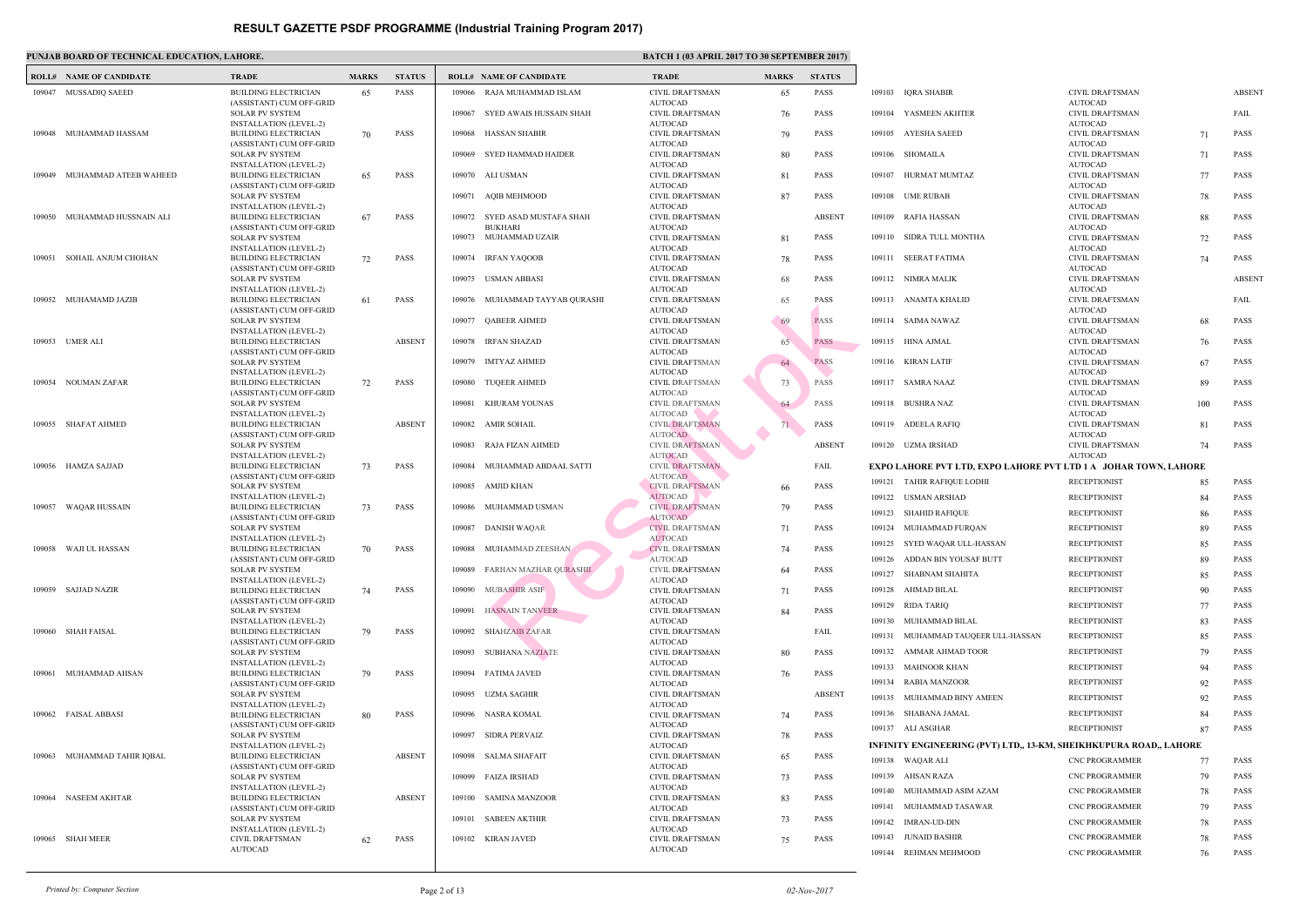# RESULT GAZETTE PSDF PROGRAMME (Industrial Training Program 2017)

**PUNJAB BOARD OF TECHNICAL EDUCATION, LAHORE.** **BATCH 1 (03 APRIL 2017 TO 30 SEPTEMBER 2017)**

| ROLL# | NAME OF CANDIDATE | TRADE | MARKS | STATUS |
|---|---|---|---|---|
| 109047 | MUSSADIQ SAEED | BUILDING ELECTRICIAN (ASSISTANT) CUM OFF-GRID SOLAR PV SYSTEM INSTALLATION (LEVEL-2) | 65 | PASS |
| 109048 | MUHAMMAD HASSAM | BUILDING ELECTRICIAN (ASSISTANT) CUM OFF-GRID SOLAR PV SYSTEM INSTALLATION (LEVEL-2) | 70 | PASS |
| 109049 | MUHAMMAD ATEEB WAHEED | BUILDING ELECTRICIAN (ASSISTANT) CUM OFF-GRID SOLAR PV SYSTEM INSTALLATION (LEVEL-2) | 65 | PASS |
| 109050 | MUHAMMAD HUSSNAIN ALI | BUILDING ELECTRICIAN (ASSISTANT) CUM OFF-GRID SOLAR PV SYSTEM INSTALLATION (LEVEL-2) | 67 | PASS |
| 109051 | SOHAIL ANJUM CHOHAN | BUILDING ELECTRICIAN (ASSISTANT) CUM OFF-GRID SOLAR PV SYSTEM INSTALLATION (LEVEL-2) | 72 | PASS |
| 109052 | MUHAMAMD JAZIB | BUILDING ELECTRICIAN (ASSISTANT) CUM OFF-GRID SOLAR PV SYSTEM INSTALLATION (LEVEL-2) | 61 | PASS |
| 109053 | UMER ALI | BUILDING ELECTRICIAN (ASSISTANT) CUM OFF-GRID SOLAR PV SYSTEM INSTALLATION (LEVEL-2) | | ABSENT |
| 109054 | NOUMAN ZAFAR | BUILDING ELECTRICIAN (ASSISTANT) CUM OFF-GRID SOLAR PV SYSTEM INSTALLATION (LEVEL-2) | 72 | PASS |
| 109055 | SHAFAT AHMED | BUILDING ELECTRICIAN (ASSISTANT) CUM OFF-GRID SOLAR PV SYSTEM INSTALLATION (LEVEL-2) | | ABSENT |
| 109056 | HAMZA SAJJAD | BUILDING ELECTRICIAN (ASSISTANT) CUM OFF-GRID SOLAR PV SYSTEM INSTALLATION (LEVEL-2) | 73 | PASS |
| 109057 | WAQAR HUSSAIN | BUILDING ELECTRICIAN (ASSISTANT) CUM OFF-GRID SOLAR PV SYSTEM INSTALLATION (LEVEL-2) | 73 | PASS |
| 109058 | WAJI UL HASSAN | BUILDING ELECTRICIAN (ASSISTANT) CUM OFF-GRID SOLAR PV SYSTEM INSTALLATION (LEVEL-2) | 70 | PASS |
| 109059 | SAJJAD NAZIR | BUILDING ELECTRICIAN (ASSISTANT) CUM OFF-GRID SOLAR PV SYSTEM INSTALLATION (LEVEL-2) | 74 | PASS |
| 109060 | SHAH FAISAL | BUILDING ELECTRICIAN (ASSISTANT) CUM OFF-GRID SOLAR PV SYSTEM INSTALLATION (LEVEL-2) | 79 | PASS |
| 109061 | MUHAMMAD AHSAN | BUILDING ELECTRICIAN (ASSISTANT) CUM OFF-GRID SOLAR PV SYSTEM INSTALLATION (LEVEL-2) | 79 | PASS |
| 109062 | FAISAL ABBASI | BUILDING ELECTRICIAN (ASSISTANT) CUM OFF-GRID SOLAR PV SYSTEM INSTALLATION (LEVEL-2) | 80 | PASS |
| 109063 | MUHAMMAD TAHIR IQBAL | BUILDING ELECTRICIAN (ASSISTANT) CUM OFF-GRID SOLAR PV SYSTEM INSTALLATION (LEVEL-2) | | ABSENT |
| 109064 | NASEEM AKHTAR | BUILDING ELECTRICIAN (ASSISTANT) CUM OFF-GRID SOLAR PV SYSTEM INSTALLATION (LEVEL-2) | | ABSENT |
| 109065 | SHAH MEER | CIVIL DRAFTSMAN AUTOCAD | 62 | PASS |
| 109066 | RAJA MUHAMMAD ISLAM | CIVIL DRAFTSMAN AUTOCAD | 65 | PASS |
| 109067 | SYED AWAIS HUSSAIN SHAH | CIVIL DRAFTSMAN AUTOCAD | 76 | PASS |
| 109068 | HASSAN SHABIR | CIVIL DRAFTSMAN AUTOCAD | 79 | PASS |
| 109069 | SYED HAMMAD HAIDER | CIVIL DRAFTSMAN AUTOCAD | 80 | PASS |
| 109070 | ALI USMAN | CIVIL DRAFTSMAN AUTOCAD | 81 | PASS |
| 109071 | AQIB MEHMOOD | CIVIL DRAFTSMAN AUTOCAD | 87 | PASS |
| 109072 | SYED ASAD MUSTAFA SHAH BUKHARI | CIVIL DRAFTSMAN AUTOCAD | | ABSENT |
| 109073 | MUHAMMAD UZAIR | CIVIL DRAFTSMAN AUTOCAD | 81 | PASS |
| 109074 | IRFAN YAQOOB | CIVIL DRAFTSMAN AUTOCAD | 78 | PASS |
| 109075 | USMAN ABBASI | CIVIL DRAFTSMAN AUTOCAD | 68 | PASS |
| 109076 | MUHAMMAD TAYYAB QURASHI | CIVIL DRAFTSMAN AUTOCAD | 65 | PASS |
| 109077 | QABEER AHMED | CIVIL DRAFTSMAN AUTOCAD | 69 | PASS |
| 109078 | IRFAN SHAZAD | CIVIL DRAFTSMAN AUTOCAD | 65 | PASS |
| 109079 | IMTYAZ AHMED | CIVIL DRAFTSMAN AUTOCAD | 64 | PASS |
| 109080 | TUQEER AHMED | CIVIL DRAFTSMAN AUTOCAD | 73 | PASS |
| 109081 | KHURAM YOUNAS | CIVIL DRAFTSMAN AUTOCAD | 64 | PASS |
| 109082 | AMIR SOHAIL | CIVIL DRAFTSMAN AUTOCAD | 71 | PASS |
| 109083 | RAJA FIZAN AHMED | CIVIL DRAFTSMAN AUTOCAD | | ABSENT |
| 109084 | MUHAMMAD ABDAAL SATTI | CIVIL DRAFTSMAN AUTOCAD | | FAIL |
| 109085 | AMJID KHAN | CIVIL DRAFTSMAN AUTOCAD | 66 | PASS |
| 109086 | MUHAMMAD USMAN | CIVIL DRAFTSMAN AUTOCAD | 79 | PASS |
| 109087 | DANISH WAQAR | CIVIL DRAFTSMAN AUTOCAD | 71 | PASS |
| 109088 | MUHAMMAD ZEESHAN | CIVIL DRAFTSMAN AUTOCAD | 74 | PASS |
| 109089 | FARHAN MAZHAR QURASHII | CIVIL DRAFTSMAN AUTOCAD | 64 | PASS |
| 109090 | MUBASHIR ASIF | CIVIL DRAFTSMAN AUTOCAD | 71 | PASS |
| 109091 | HASNAIN TANVEER | CIVIL DRAFTSMAN AUTOCAD | 84 | PASS |
| 109092 | SHAHZAIB ZAFAR | CIVIL DRAFTSMAN AUTOCAD | | FAIL |
| 109093 | SUBHANA NAZIATE | CIVIL DRAFTSMAN AUTOCAD | 80 | PASS |
| 109094 | FATIMA JAVED | CIVIL DRAFTSMAN AUTOCAD | 76 | PASS |
| 109095 | UZMA SAGHIR | CIVIL DRAFTSMAN AUTOCAD | | ABSENT |
| 109096 | NASRA KOMAL | CIVIL DRAFTSMAN AUTOCAD | 74 | PASS |
| 109097 | SIDRA PERVAIZ | CIVIL DRAFTSMAN AUTOCAD | 78 | PASS |
| 109098 | SALMA SHAFAIT | CIVIL DRAFTSMAN AUTOCAD | 65 | PASS |
| 109099 | FAIZA IRSHAD | CIVIL DRAFTSMAN AUTOCAD | 73 | PASS |
| 109100 | SAMINA MANZOOR | CIVIL DRAFTSMAN AUTOCAD | 83 | PASS |
| 109101 | SABEEN AKTHIR | CIVIL DRAFTSMAN AUTOCAD | 73 | PASS |
| 109102 | KIRAN JAVED | CIVIL DRAFTSMAN AUTOCAD | 75 | PASS |
| 109103 | IQRA SHABIR | CIVIL DRAFTSMAN AUTOCAD | | ABSENT |
| 109104 | YASMEEN AKHTER | CIVIL DRAFTSMAN AUTOCAD | | FAIL |
| 109105 | AYESHA SAEED | CIVIL DRAFTSMAN AUTOCAD | 71 | PASS |
| 109106 | SHOMAILA | CIVIL DRAFTSMAN AUTOCAD | 71 | PASS |
| 109107 | HURMAT MUMTAZ | CIVIL DRAFTSMAN AUTOCAD | 77 | PASS |
| 109108 | UME RUBAB | CIVIL DRAFTSMAN AUTOCAD | 78 | PASS |
| 109109 | RAFIA HASSAN | CIVIL DRAFTSMAN AUTOCAD | 88 | PASS |
| 109110 | SIDRA TULL MONTHA | CIVIL DRAFTSMAN AUTOCAD | 72 | PASS |
| 109111 | SEERAT FATIMA | CIVIL DRAFTSMAN AUTOCAD | 74 | PASS |
| 109112 | NIMRA MALIK | CIVIL DRAFTSMAN AUTOCAD | | ABSENT |
| 109113 | ANAMTA KHALID | CIVIL DRAFTSMAN AUTOCAD | | FAIL |
| 109114 | SAIMA NAWAZ | CIVIL DRAFTSMAN AUTOCAD | 68 | PASS |
| 109115 | HINA AJMAL | CIVIL DRAFTSMAN AUTOCAD | 76 | PASS |
| 109116 | KIRAN LATIF | CIVIL DRAFTSMAN AUTOCAD | 67 | PASS |
| 109117 | SAMRA NAAZ | CIVIL DRAFTSMAN AUTOCAD | 89 | PASS |
| 109118 | BUSHRA NAZ | CIVIL DRAFTSMAN AUTOCAD | 100 | PASS |
| 109119 | ADEELA RAFIQ | CIVIL DRAFTSMAN AUTOCAD | 81 | PASS |
| 109120 | UZMA IRSHAD | CIVIL DRAFTSMAN AUTOCAD | 74 | PASS |

**EXPO LAHORE PVT LTD, EXPO LAHORE PVT LTD 1 A JOHAR TOWN, LAHORE**

| ROLL# | NAME OF CANDIDATE | TRADE | MARKS | STATUS |
|---|---|---|---|---|
| 109121 | TAHIR RAFIQUE LODHI | RECEPTIONIST | 85 | PASS |
| 109122 | USMAN ARSHAD | RECEPTIONIST | 84 | PASS |
| 109123 | SHAHID RAFIQUE | RECEPTIONIST | 86 | PASS |
| 109124 | MUHAMMAD FURQAN | RECEPTIONIST | 89 | PASS |
| 109125 | SYED WAQAR ULL-HASSAN | RECEPTIONIST | 85 | PASS |
| 109126 | ADDAN BIN YOUSAF BUTT | RECEPTIONIST | 89 | PASS |
| 109127 | SHABNAM SHAHITA | RECEPTIONIST | 85 | PASS |
| 109128 | AHMAD BILAL | RECEPTIONIST | 90 | PASS |
| 109129 | RIDA TARIQ | RECEPTIONIST | 77 | PASS |
| 109130 | MUHAMMAD BILAL | RECEPTIONIST | 83 | PASS |
| 109131 | MUHAMMAD TAUQEER ULL-HASSAN | RECEPTIONIST | 85 | PASS |
| 109132 | AMMAR AHMAD TOOR | RECEPTIONIST | 79 | PASS |
| 109133 | MAHNOOR KHAN | RECEPTIONIST | 94 | PASS |
| 109134 | RABIA MANZOOR | RECEPTIONIST | 92 | PASS |
| 109135 | MUHAMMAD BINY AMEEN | RECEPTIONIST | 92 | PASS |
| 109136 | SHABANA JAMAL | RECEPTIONIST | 84 | PASS |
| 109137 | ALI ASGHAR | RECEPTIONIST | 87 | PASS |

**INFINITY ENGINEERING (PVT) LTD,, 13-KM, SHEIKHKUPURA ROAD,, LAHORE**

| ROLL# | NAME OF CANDIDATE | TRADE | MARKS | STATUS |
|---|---|---|---|---|
| 109138 | WAQAR ALI | CNC PROGRAMMER | 77 | PASS |
| 109139 | AHSAN RAZA | CNC PROGRAMMER | 79 | PASS |
| 109140 | MUHAMMAD ASIM AZAM | CNC PROGRAMMER | 78 | PASS |
| 109141 | MUHAMMAD TASAWAR | CNC PROGRAMMER | 79 | PASS |
| 109142 | IMRAN-UD-DIN | CNC PROGRAMMER | 78 | PASS |
| 109143 | JUNAID BASHIR | CNC PROGRAMMER | 78 | PASS |
| 109144 | REHMAN MEHMOOD | CNC PROGRAMMER | 76 | PASS |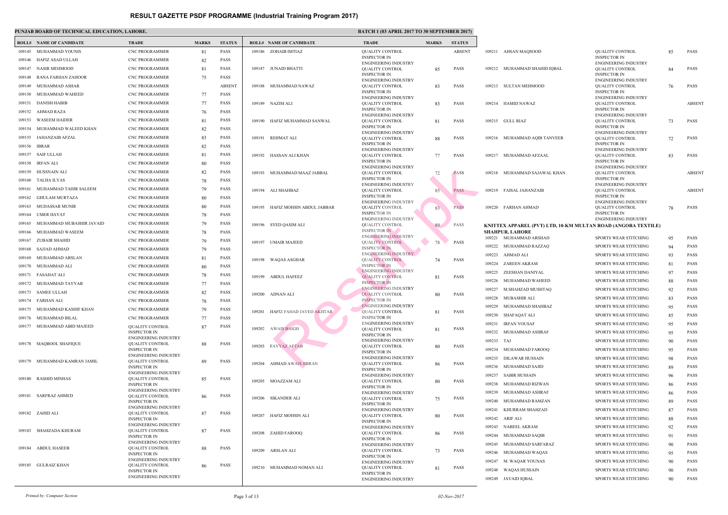# RESULT GAZETTE PSDF PROGRAMME (Industrial Training Program 2017)

**PUNJAB BOARD OF TECHNICAL EDUCATION, LAHORE.**

**BATCH 1 (03 APRIL 2017 TO 30 SEPTEMBER 2017)**

| ROLL# | NAME OF CANDIDATE | TRADE | MARKS | STATUS |
|---|---|---|---|---|
| 109145 | MUHAMMAD YOUNIS | CNC PROGRAMMER | 81 | PASS |
| 109146 | HAFIZ ASAD ULLAH | CNC PROGRAMMER | 82 | PASS |
| 109147 | NASIR MEHMOOD | CNC PROGRAMMER | 81 | PASS |
| 109148 | RANA FARHAN ZAHOOR | CNC PROGRAMMER | 75 | PASS |
| 109149 | MUHAMMAD ASHAR | CNC PROGRAMMER | | ABSENT |
| 109150 | MUHAMMAD WAHEED | CNC PROGRAMMER | 77 | PASS |
| 109151 | DANISH HABIB | CNC PROGRAMMER | 77 | PASS |
| 109152 | AHMAD RAZA | CNC PROGRAMMER | 76 | PASS |
| 109153 | WASEEM HAIDER | CNC PROGRAMMER | 81 | PASS |
| 109154 | MUHAMMAD WALEED KHAN | CNC PROGRAMMER | 82 | PASS |
| 109155 | JAHANZAIB AFZAL | CNC PROGRAMMER | 83 | PASS |
| 109156 | IBRAR | CNC PROGRAMMER | 82 | PASS |
| 109157 | SAIF ULLAH | CNC PROGRAMMER | 81 | PASS |
| 109158 | IRFAN ALI | CNC PROGRAMMER | 80 | PASS |
| 109159 | HUSSNAIN ALI | CNC PROGRAMMER | 82 | PASS |
| 109160 | TALHA ILYAS | CNC PROGRAMMER | 78 | PASS |
| 109161 | MUHAMMAD TAHIR SALEEM | CNC PROGRAMMER | 79 | PASS |
| 109162 | GHULAM MURTAZA | CNC PROGRAMMER | 80 | PASS |
| 109163 | MUDASSAR MUNIR | CNC PROGRAMMER | 80 | PASS |
| 109164 | UMER HAYAT | CNC PROGRAMMER | 78 | PASS |
| 109165 | MUHAMMAD MUBASHIR JAVAID | CNC PROGRAMMER | 79 | PASS |
| 109166 | MUHAMMAD WASEEM | CNC PROGRAMMER | 78 | PASS |
| 109167 | ZUBAIR SHAHID | CNC PROGRAMMER | 79 | PASS |
| 109168 | SAJJAD AHMAD | CNC PROGRAMMER | 79 | PASS |
| 109169 | MUHAMMAD ARSLAN | CNC PROGRAMMER | 81 | PASS |
| 109170 | MUHAMMAD ALI | CNC PROGRAMMER | 80 | PASS |
| 109171 | FASAHAT ALI | CNC PROGRAMMER | 78 | PASS |
| 109172 | MUHAMMAD TAYYAB | CNC PROGRAMMER | 77 | PASS |
| 109173 | SAMEE ULLAH | CNC PROGRAMMER | 82 | PASS |
| 109174 | FARHAN ALI | CNC PROGRAMMER | 78 | PASS |
| 109175 | MUHAMMAD KASHIF KHAN | CNC PROGRAMMER | 79 | PASS |
| 109176 | MUHAMMAD BILAL | CNC PROGRAMMER | 77 | PASS |
| 109177 | MUHAMMAD ABID MAJEED | QUALITY CONTROL INSPECTOR IN ENGINEERING INDUSTRY | 87 | PASS |
| 109178 | MAQBOOL SHAFIQUE | QUALITY CONTROL INSPECTOR IN ENGINEERING INDUSTRY | 88 | PASS |
| 109179 | MUHAMMAD KAMRAN JAMIL | QUALITY CONTROL INSPECTOR IN ENGINEERING INDUSTRY | 89 | PASS |
| 109180 | RASHID MINHAS | QUALITY CONTROL INSPECTOR IN ENGINEERING INDUSTRY | 85 | PASS |
| 109181 | SARFRAZ AHMED | QUALITY CONTROL INSPECTOR IN ENGINEERING INDUSTRY | 86 | PASS |
| 109182 | ZAHID ALI | QUALITY CONTROL INSPECTOR IN ENGINEERING INDUSTRY | 87 | PASS |
| 109183 | SHAHZADA KHURAM | QUALITY CONTROL INSPECTOR IN ENGINEERING INDUSTRY | 87 | PASS |
| 109184 | ABDUL HASEEB | QUALITY CONTROL INSPECTOR IN ENGINEERING INDUSTRY | 88 | PASS |
| 109185 | GULRAIZ KHAN | QUALITY CONTROL INSPECTOR IN ENGINEERING INDUSTRY | 86 | PASS |
| 109186 | ZOHAIB IMTIAZ | QUALITY CONTROL INSPECTOR IN ENGINEERING INDUSTRY | | ABSENT |
| 109187 | JUNAID BHATTI | QUALITY CONTROL INSPECTOR IN ENGINEERING INDUSTRY | 85 | PASS |
| 109188 | MUHAMMAD NAWAZ | QUALITY CONTROL INSPECTOR IN ENGINEERING INDUSTRY | 83 | PASS |
| 109189 | NAZIM ALI | QUALITY CONTROL INSPECTOR IN ENGINEERING INDUSTRY | 83 | PASS |
| 109190 | HAFIZ MUHAMMAD SANWAL | QUALITY CONTROL INSPECTOR IN ENGINEERING INDUSTRY | 81 | PASS |
| 109191 | REHMAT ALI | QUALITY CONTROL INSPECTOR IN ENGINEERING INDUSTRY | 88 | PASS |
| 109192 | HASSAN ALI KHAN | QUALITY CONTROL INSPECTOR IN ENGINEERING INDUSTRY | 77 | PASS |
| 109193 | MUHAMMAD MAAZ JABBAL | QUALITY CONTROL INSPECTOR IN ENGINEERING INDUSTRY | 72 | PASS |
| 109194 | ALI SHAHBAZ | QUALITY CONTROL INSPECTOR IN ENGINEERING INDUSTRY | 85 | PASS |
| 109195 | HAFIZ MOHSIN ABDUL JABBAR | QUALITY CONTROL INSPECTOR IN ENGINEERING INDUSTRY | 83 | PASS |
| 109196 | SYED QASIM ALI | QUALITY CONTROL INSPECTOR IN ENGINEERING INDUSTRY | 89 | PASS |
| 109197 | UMAIR MAJEED | QUALITY CONTROL INSPECTOR IN ENGINEERING INDUSTRY | 78 | PASS |
| 109198 | WAQAS ASGHAR | QUALITY CONTROL INSPECTOR IN ENGINEERING INDUSTRY | 74 | PASS |
| 109199 | ABDUL HAFEEZ | QUALITY CONTROL INSPECTOR IN ENGINEERING INDUSTRY | 81 | PASS |
| 109200 | ADNAN ALI | QUALITY CONTROL INSPECTOR IN ENGINEERING INDUSTRY | 80 | PASS |
| 109201 | HAFIZ FAHAD JAVED AKHTAR | QUALITY CONTROL INSPECTOR IN ENGINEERING INDUSTRY | 81 | PASS |
| 109202 | AWAIS BAIGH | QUALITY CONTROL INSPECTOR IN ENGINEERING INDUSTRY | 81 | PASS |
| 109203 | FAYYAZ AFTAB | QUALITY CONTROL INSPECTOR IN ENGINEERING INDUSTRY | 80 | PASS |
| 109204 | AHMAD AWAIS JIBRAN | QUALITY CONTROL INSPECTOR IN ENGINEERING INDUSTRY | 86 | PASS |
| 109205 | MOAZZAM ALI | QUALITY CONTROL INSPECTOR IN ENGINEERING INDUSTRY | 80 | PASS |
| 109206 | SIKANDER ALI | QUALITY CONTROL INSPECTOR IN ENGINEERING INDUSTRY | 75 | PASS |
| 109207 | HAFIZ MOHSIN ALI | QUALITY CONTROL INSPECTOR IN ENGINEERING INDUSTRY | 80 | PASS |
| 109208 | ZAHID FAROOQ | QUALITY CONTROL INSPECTOR IN ENGINEERING INDUSTRY | 86 | PASS |
| 109209 | ARSLAN ALI | QUALITY CONTROL INSPECTOR IN ENGINEERING INDUSTRY | 73 | PASS |
| 109210 | MUHAMMAD NOMAN ALI | QUALITY CONTROL INSPECTOR IN ENGINEERING INDUSTRY | 81 | PASS |
| 109211 | AHSAN MAQSOOD | QUALITY CONTROL INSPECTOR IN ENGINEERING INDUSTRY | 85 | PASS |
| 109212 | MUHAMMAD SHAHID IQBAL | QUALITY CONTROL INSPECTOR IN ENGINEERING INDUSTRY | 84 | PASS |
| 109213 | SULTAN MEHMOOD | QUALITY CONTROL INSPECTOR IN ENGINEERING INDUSTRY | 76 | PASS |
| 109214 | HAMID NAWAZ | QUALITY CONTROL INSPECTOR IN ENGINEERING INDUSTRY | | ABSENT |
| 109215 | GULL RIAZ | QUALITY CONTROL INSPECTOR IN ENGINEERING INDUSTRY | 73 | PASS |
| 109216 | MUHAMMAD AQIB TANVEER | QUALITY CONTROL INSPECTOR IN ENGINEERING INDUSTRY | 72 | PASS |
| 109217 | MUHAMMAD AFZAAL | QUALITY CONTROL INSPECTOR IN ENGINEERING INDUSTRY | 83 | PASS |
| 109218 | MUHAMMAD SAJAWAL KHAN | QUALITY CONTROL INSPECTOR IN ENGINEERING INDUSTRY | | ABSENT |
| 109219 | FAISAL JAHANZAIB | QUALITY CONTROL INSPECTOR IN ENGINEERING INDUSTRY | | ABSENT |
| 109220 | FARHAN AHMAD | QUALITY CONTROL INSPECTOR IN ENGINEERING INDUSTRY | 78 | PASS |

**KNITTEX APPAREL (PVT) LTD, 10-KM MULTAN ROAD (ANGORA TEXTILE) SHAHPUR, LAHORE**

| ROLL# | NAME OF CANDIDATE | TRADE | MARKS | STATUS |
|---|---|---|---|---|
| 109221 | MUHAMMAD ARSHAD | SPORTS WEAR STITCHING | 95 | PASS |
| 109222 | MUHAMMAD RAZZAQ | SPORTS WEAR STITCHING | 94 | PASS |
| 109223 | AHMAD ALI | SPORTS WEAR STITCHING | 93 | PASS |
| 109224 | ZAREEN AKRAM | SPORTS WEAR STITCHING | 81 | PASS |
| 109225 | ZEESHAN DANIYAL | SPORTS WEAR STITCHING | 97 | PASS |
| 109226 | MUHAMMAD WAHEED | SPORTS WEAR STITCHING | 88 | PASS |
| 109227 | M.SHAHZAD MUSHTAQ | SPORTS WEAR STITCHING | 92 | PASS |
| 109228 | MUBASHIR ALI | SPORTS WEAR STITCHING | 83 | PASS |
| 109229 | MUHAMMAD SHAHBAZ | SPORTS WEAR STITCHING | 95 | PASS |
| 109230 | SHAFAQAT ALI | SPORTS WEAR STITCHING | 85 | PASS |
| 109231 | IRFAN YOUSAF | SPORTS WEAR STITCHING | 95 | PASS |
| 109232 | MUHAMMAD ASHRAF | SPORTS WEAR STITCHING | 95 | PASS |
| 109233 | TAJ | SPORTS WEAR STITCHING | 90 | PASS |
| 109234 | MUHAMMAD FAROOQ | SPORTS WEAR STITCHING | 95 | PASS |
| 109235 | DILAWAR HUSSAIN | SPORTS WEAR STITCHING | 98 | PASS |
| 109236 | MUHAMMAD SAJID | SPORTS WEAR STITCHING | 89 | PASS |
| 109237 | SABIR HUSSAIN | SPORTS WEAR STITCHING | 96 | PASS |
| 109238 | MUHAMMAD RIZWAN | SPORTS WEAR STITCHING | 86 | PASS |
| 109239 | MUHAMMAD ASHRAF | SPORTS WEAR STITCHING | 86 | PASS |
| 109240 | MUHAMMAD RAMZAN | SPORTS WEAR STITCHING | 89 | PASS |
| 109241 | KHURRAM SHAHZAD | SPORTS WEAR STITCHING | 87 | PASS |
| 109242 | ARIF ALI | SPORTS WEAR STITCHING | 88 | PASS |
| 109243 | NABEEL AKRAM | SPORTS WEAR STITCHING | 92 | PASS |
| 109244 | MUHAMMAD SAQIB | SPORTS WEAR STITCHING | 91 | PASS |
| 109245 | MUHAMMAD SARFARAZ | SPORTS WEAR STITCHING | 90 | PASS |
| 109246 | MUHAMMAD WAQAS | SPORTS WEAR STITCHING | 95 | PASS |
| 109247 | M. WAQAR YOUNAS | SPORTS WEAR STITCHING | 90 | PASS |
| 109248 | WAQAS HUSSAIN | SPORTS WEAR STITCHING | 90 | PASS |
| 109249 | JAVAID IQBAL | SPORTS WEAR STITCHING | 90 | PASS |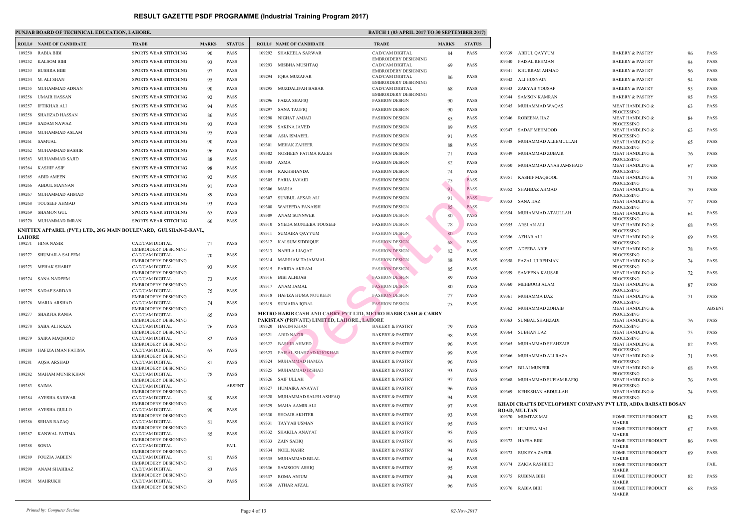# RESULT GAZETTE PSDF PROGRAMME (Industrial Training Program 2017)

**PUNJAB BOARD OF TECHNICAL EDUCATION, LAHORE.**

**BATCH 1 (03 APRIL 2017 TO 30 SEPTEMBER 2017)**

| ROLL# | NAME OF CANDIDATE | TRADE | MARKS | STATUS |
|---|---|---|---|---|
| 109250 | RABIA BIBI | SPORTS WEAR STITCHING | 90 | PASS |
| 109252 | KALSOM BIBI | SPORTS WEAR STITCHING | 93 | PASS |
| 109253 | BUSHRA BIBI | SPORTS WEAR STITCHING | 97 | PASS |
| 109254 | M. ALI SHAN | SPORTS WEAR STITCHING | 95 | PASS |
| 109255 | MUHAMMAD ADNAN | SPORTS WEAR STITCHING | 90 | PASS |
| 109256 | UMAIR HASSAN | SPORTS WEAR STITCHING | 92 | PASS |
| 109257 | IFTIKHAR ALI | SPORTS WEAR STITCHING | 94 | PASS |
| 109258 | SHAHZAD HASSAN | SPORTS WEAR STITCHING | 86 | PASS |
| 109259 | SADAM NAWAZ | SPORTS WEAR STITCHING | 93 | PASS |
| 109260 | MUHAMMAD ASLAM | SPORTS WEAR STITCHING | 95 | PASS |
| 109261 | SAMUAL | SPORTS WEAR STITCHING | 90 | PASS |
| 109262 | MUHAMMAD BASHIR | SPORTS WEAR STITCHING | 96 | PASS |
| 109263 | MUHAMMAD SAJID | SPORTS WEAR STITCHING | 88 | PASS |
| 109264 | KASHIF ASIF | SPORTS WEAR STITCHING | 98 | PASS |
| 109265 | ABID AMEEN | SPORTS WEAR STITCHING | 92 | PASS |
| 109266 | ABDUL MANNAN | SPORTS WEAR STITCHING | 91 | PASS |
| 109267 | MUHAMMAD AHMAD | SPORTS WEAR STITCHING | 89 | PASS |
| 109268 | TOUSEEF AHMAD | SPORTS WEAR STITCHING | 93 | PASS |
| 109269 | SHAMON GUL | SPORTS WEAR STITCHING | 65 | PASS |
| 109270 | MUHAMMAD IMRAN | SPORTS WEAR STITCHING | 66 | PASS |

**KNITTEX APPAREL (PVT.) LTD., 20G MAIN BOULEVARD, GULSHAN-E-RAVI., LAHORE**

| ROLL# | NAME OF CANDIDATE | TRADE | MARKS | STATUS |
|---|---|---|---|---|
| 109271 | HINA NASIR | CAD/CAM DIGITAL EMBROIDERY DESIGNING | 71 | PASS |
| 109272 | SHUMAILA SALEEM | CAD/CAM DIGITAL EMBROIDERY DESIGNING | 70 | PASS |
| 109273 | MEHAK SHARIF | CAD/CAM DIGITAL EMBROIDERY DESIGNING | 93 | PASS |
| 109274 | SANA NADEEM | CAD/CAM DIGITAL EMBROIDERY DESIGNING | 73 | PASS |
| 109275 | SADAF SARDAR | CAD/CAM DIGITAL EMBROIDERY DESIGNING | 75 | PASS |
| 109276 | MARIA ARSHAD | CAD/CAM DIGITAL EMBROIDERY DESIGNING | 74 | PASS |
| 109277 | SHARFIA RANIA | CAD/CAM DIGITAL EMBROIDERY DESIGNING | 65 | PASS |
| 109278 | SABA ALI RAZA | CAD/CAM DIGITAL EMBROIDERY DESIGNING | 76 | PASS |
| 109279 | SAIRA MAQSOOD | CAD/CAM DIGITAL EMBROIDERY DESIGNING | 82 | PASS |
| 109280 | HAFIZA IMAN FATIMA | CAD/CAM DIGITAL EMBROIDERY DESIGNING | 65 | PASS |
| 109281 | AQSA ARSHAD | CAD/CAM DIGITAL EMBROIDERY DESIGNING | 81 | PASS |
| 109282 | MAHAM MUNIR KHAN | CAD/CAM DIGITAL EMBROIDERY DESIGNING | 78 | PASS |
| 109283 | SAIMA | CAD/CAM DIGITAL EMBROIDERY DESIGNING | | ABSENT |
| 109284 | AYESHA SARWAR | CAD/CAM DIGITAL EMBROIDERY DESIGNING | 80 | PASS |
| 109285 | AYESHA GULLO | CAD/CAM DIGITAL EMBROIDERY DESIGNING | 90 | PASS |
| 109286 | SEHAR RAZAQ | CAD/CAM DIGITAL EMBROIDERY DESIGNING | 81 | PASS |
| 109287 | KANWAL FATIMA | CAD/CAM DIGITAL EMBROIDERY DESIGNING | 85 | PASS |
| 109288 | SONIA | CAD/CAM DIGITAL EMBROIDERY DESIGNING | | FAIL |
| 109289 | FOUZIA JABEEN | CAD/CAM DIGITAL EMBROIDERY DESIGNING | 81 | PASS |
| 109290 | ANAM SHAHBAZ | CAD/CAM DIGITAL EMBROIDERY DESIGNING | 83 | PASS |
| 109291 | MAHRUKH | CAD/CAM DIGITAL EMBROIDERY DESIGNING | 83 | PASS |
| 109292 | SHAKEELA SARWAR | CAD/CAM DIGITAL EMBROIDERY DESIGNING | 84 | PASS |
| 109293 | MISBHA MUSHTAQ | CAD/CAM DIGITAL EMBROIDERY DESIGNING | 69 | PASS |
| 109294 | IQRA MUZAFAR | CAD/CAM DIGITAL EMBROIDERY DESIGNING | 86 | PASS |
| 109295 | MUZDALIFAH BABAR | CAD/CAM DIGITAL EMBROIDERY DESIGNING | 68 | PASS |
| 109296 | FAIZA SHAFIQ | FASHION DESIGN | 90 | PASS |
| 109297 | SANA TAUFIQ | FASHION DESIGN | 90 | PASS |
| 109298 | NIGHAT AMJAD | FASHION DESIGN | 85 | PASS |
| 109299 | SAKINA JAVED | FASHION DESIGN | 89 | PASS |
| 109300 | ASIA ISMAEEL | FASHION DESIGN | 91 | PASS |
| 109301 | MEHAK ZAHEER | FASHION DESIGN | 88 | PASS |
| 109302 | NOSHEEN FATIMA RAEES | FASHION DESIGN | 71 | PASS |
| 109303 | ASMA | FASHION DESIGN | 82 | PASS |
| 109304 | RAKHSHANDA | FASHION DESIGN | 74 | PASS |
| 109305 | FARIA JAVAID | FASHION DESIGN | 75 | PASS |
| 109306 | MARIA | FASHION DESIGN | 91 | PASS |
| 109307 | SUNBUL AFSAR ALI | FASHION DESIGN | 91 | PASS |
| 109308 | WAHEEDA FANAISH | FASHION DESIGN | 85 | PASS |
| 109309 | ANAM SUNNWER | FASHION DESIGN | 80 | PASS |
| 109310 | SYEDA MUNEEBA TOUSEEF | FASHION DESIGN | 78 | PASS |
| 109311 | SUMAIRA QAYYUM | FASHION DESIGN | 80 | PASS |
| 109312 | KALSUM SIDDIQUE | FASHION DESIGN | 68 | PASS |
| 109313 | NABILA LIAQAT | FASHION DESIGN | 82 | PASS |
| 109314 | MARRIAM TAJAMMAL | FASHION DESIGN | 88 | PASS |
| 109315 | FARIDA AKRAM | FASHION DESIGN | 85 | PASS |
| 109316 | BIBI ALHIJAB | FASHION DESIGN | 89 | PASS |
| 109317 | ANAM JAMAL | FASHION DESIGN | 80 | PASS |
| 109318 | HAFIZA HUMA NOUREEN | FASHION DESIGN | 77 | PASS |
| 109319 | SUMAIRA IQBAL | FASHION DESIGN | 75 | PASS |

**METRO HABIB CASH AND CARRY PVT LTD, METRO HABIB CASH & CARRY PAKISTAN (PRIVATE) LIMITED, LAHORE., LAHORE**

| ROLL# | NAME OF CANDIDATE | TRADE | MARKS | STATUS |
|---|---|---|---|---|
| 109320 | HAKIM KHAN | BAKERY & PASTRY | 79 | PASS |
| 109321 | ABID NAZIR | BAKERY & PASTRY | 98 | PASS |
| 109322 | BASHIR AHMED | BAKERY & PASTRY | 96 | PASS |
| 109323 | FAISAL SHAHZAD KHOKHAR | BAKERY & PASTRY | 99 | PASS |
| 109324 | MUHAMMAD HAMZA | BAKERY & PASTRY | 96 | PASS |
| 109325 | MUHAMMAD IRSHAD | BAKERY & PASTRY | 93 | PASS |
| 109326 | SAIF ULLAH | BAKERY & PASTRY | 97 | PASS |
| 109327 | HUMAIRA ANAYAT | BAKERY & PASTRY | 96 | PASS |
| 109328 | MUHAMMAD SALEH ASHFAQ | BAKERY & PASTRY | 94 | PASS |
| 109329 | MAHA AAMIR ALI | BAKERY & PASTRY | 97 | PASS |
| 109330 | SHOAIB AKHTER | BAKERY & PASTRY | 93 | PASS |
| 109331 | TAYYAB USMAN | BAKERY & PASTRY | 95 | PASS |
| 109332 | SHAKILA ANAYAT | BAKERY & PASTRY | 95 | PASS |
| 109333 | ZAIN SADIQ | BAKERY & PASTRY | 95 | PASS |
| 109334 | NOEL NASIR | BAKERY & PASTRY | 94 | PASS |
| 109335 | MUHAMMAD BILAL | BAKERY & PASTRY | 94 | PASS |
| 109336 | SAMSOON ASHIQ | BAKERY & PASTRY | 95 | PASS |
| 109337 | ROMA ANJUM | BAKERY & PASTRY | 94 | PASS |
| 109338 | ATHAR AFZAL | BAKERY & PASTRY | 96 | PASS |
| 109339 | ABDUL QAYYUM | BAKERY & PASTRY | 96 | PASS |
| 109340 | FAISAL REHMAN | BAKERY & PASTRY | 94 | PASS |
| 109341 | KHURRAM AHMAD | BAKERY & PASTRY | 96 | PASS |
| 109342 | ALI HUSNAIN | BAKERY & PASTRY | 94 | PASS |
| 109343 | ZARYAB YOUSAF | BAKERY & PASTRY | 95 | PASS |
| 109344 | SAMSON KAMRAN | BAKERY & PASTRY | 95 | PASS |
| 109345 | MUHAMMAD WAQAS | MEAT HANDLING & PROCESSING | 63 | PASS |
| 109346 | ROBEENA IJAZ | MEAT HANDLING & PROCESSING | 84 | PASS |
| 109347 | SADAF MEHMOOD | MEAT HANDLING & PROCESSING | 63 | PASS |
| 109348 | MUHAMMAD ALEEMULLAH | MEAT HANDLING & PROCESSING | 65 | PASS |
| 109349 | MUHAMMAD ZUBAIR | MEAT HANDLING & PROCESSING | 76 | PASS |
| 109350 | MUHAMMAD ANAS JAMSHAID | MEAT HANDLING & PROCESSING | 67 | PASS |
| 109351 | KASHIF MAQBOOL | MEAT HANDLING & PROCESSING | 71 | PASS |
| 109352 | SHAHBAZ AHMAD | MEAT HANDLING & PROCESSING | 70 | PASS |
| 109353 | SANA IJAZ | MEAT HANDLING & PROCESSING | 77 | PASS |
| 109354 | MUHAMMAD ATAULLAH | MEAT HANDLING & PROCESSING | 64 | PASS |
| 109355 | ARSLAN ALI | MEAT HANDLING & PROCESSING | 68 | PASS |
| 109356 | AZHAR ALI | MEAT HANDLING & PROCESSING | 69 | PASS |
| 109357 | ADEEBA ARIF | MEAT HANDLING & PROCESSING | 78 | PASS |
| 109358 | FAZAL ULREHMAN | MEAT HANDLING & PROCESSING | 74 | PASS |
| 109359 | SAMEENA KAUSAR | MEAT HANDLING & PROCESSING | 72 | PASS |
| 109360 | MEHBOOB ALAM | MEAT HANDLING & PROCESSING | 87 | PASS |
| 109361 | MUHAMMA IJAZ | MEAT HANDLING & PROCESSING | 71 | PASS |
| 109362 | MUHAMMAD ZOHAIB | MEAT HANDLING & PROCESSING | | ABSENT |
| 109363 | SUNBAL SHAHZADI | MEAT HANDLING & PROCESSING | 76 | PASS |
| 109364 | SUBHAN IJAZ | MEAT HANDLING & PROCESSING | 75 | PASS |
| 109365 | MUHAMMAD SHAHZAIB | MEAT HANDLING & PROCESSING | 82 | PASS |
| 109366 | MUHAMMAD ALI RAZA | MEAT HANDLING & PROCESSING | 71 | PASS |
| 109367 | BILAL MUNEER | MEAT HANDLING & PROCESSING | 68 | PASS |
| 109368 | MUHAMMAD SUFIAM RAFIQ | MEAT HANDLING & PROCESSING | 76 | PASS |
| 109369 | KEHKSHAN ABDULLAH | MEAT HANDLING & PROCESSING | 74 | PASS |

**KHADI CRAFTS DEVELOPMENT COMPANY PVT LTD, ADDA BARSATI BOSAN ROAD, MULTAN**

| ROLL# | NAME OF CANDIDATE | TRADE | MARKS | STATUS |
|---|---|---|---|---|
| 109370 | MUMTAZ MAI | HOME TEXTILE PRODUCT MAKER | 82 | PASS |
| 109371 | HUMERA MAI | HOME TEXTILE PRODUCT MAKER | 67 | PASS |
| 109372 | HAFSA BIBI | HOME TEXTILE PRODUCT MAKER | 86 | PASS |
| 109373 | RUKEYA ZAFER | HOME TEXTILE PRODUCT MAKER | 69 | PASS |
| 109374 | ZAKIA RASHEED | HOME TEXTILE PRODUCT MAKER | | FAIL |
| 109375 | RUBINA BIBI | HOME TEXTILE PRODUCT MAKER | 82 | PASS |
| 109376 | RABIA BIBI | HOME TEXTILE PRODUCT MAKER | 68 | PASS |

*Printed by: Computer Section* — *02-Nov-2017*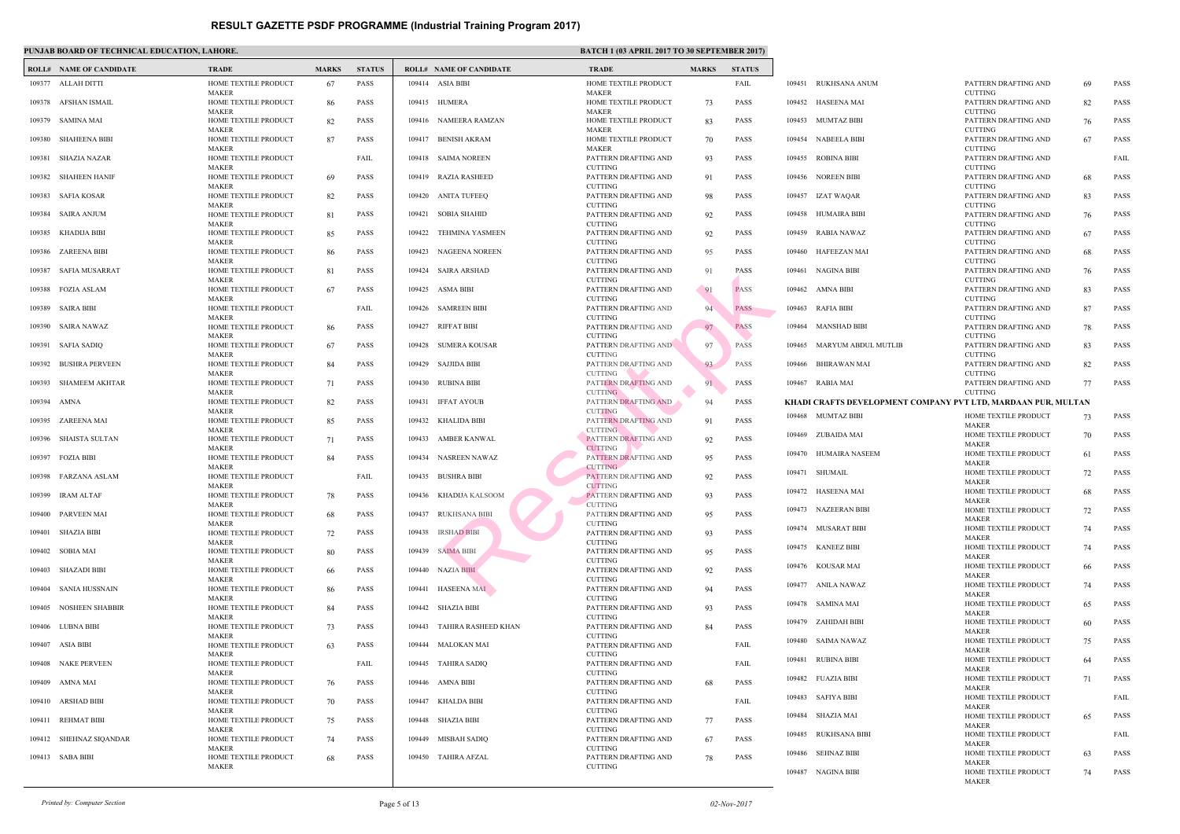# RESULT GAZETTE PSDF PROGRAMME (Industrial Training Program 2017)

**PUNJAB BOARD OF TECHNICAL EDUCATION, LAHORE.**

**BATCH 1 (03 APRIL 2017 TO 30 SEPTEMBER 2017)**

| ROLL# | NAME OF CANDIDATE | TRADE | MARKS | STATUS |
|---|---|---|---|---|
| 109377 | ALLAH DITTI | HOME TEXTILE PRODUCT MAKER | 67 | PASS |
| 109378 | AFSHAN ISMAIL | HOME TEXTILE PRODUCT MAKER | 86 | PASS |
| 109379 | SAMINA MAI | HOME TEXTILE PRODUCT MAKER | 82 | PASS |
| 109380 | SHAHEENA BIBI | HOME TEXTILE PRODUCT MAKER | 87 | PASS |
| 109381 | SHAZIA NAZAR | HOME TEXTILE PRODUCT MAKER | | FAIL |
| 109382 | SHAHEEN HANIF | HOME TEXTILE PRODUCT MAKER | 69 | PASS |
| 109383 | SAFIA KOSAR | HOME TEXTILE PRODUCT MAKER | 82 | PASS |
| 109384 | SAIRA ANJUM | HOME TEXTILE PRODUCT MAKER | 81 | PASS |
| 109385 | KHADIJA BIBI | HOME TEXTILE PRODUCT MAKER | 85 | PASS |
| 109386 | ZAREENA BIBI | HOME TEXTILE PRODUCT MAKER | 86 | PASS |
| 109387 | SAFIA MUSARRAT | HOME TEXTILE PRODUCT MAKER | 81 | PASS |
| 109388 | FOZIA ASLAM | HOME TEXTILE PRODUCT MAKER | 67 | PASS |
| 109389 | SAIRA BIBI | HOME TEXTILE PRODUCT MAKER | | FAIL |
| 109390 | SAIRA NAWAZ | HOME TEXTILE PRODUCT MAKER | 86 | PASS |
| 109391 | SAFIA SADIQ | HOME TEXTILE PRODUCT MAKER | 67 | PASS |
| 109392 | BUSHRA PERVEEN | HOME TEXTILE PRODUCT MAKER | 84 | PASS |
| 109393 | SHAMEEM AKHTAR | HOME TEXTILE PRODUCT MAKER | 71 | PASS |
| 109394 | AMNA | HOME TEXTILE PRODUCT MAKER | 82 | PASS |
| 109395 | ZAREENA MAI | HOME TEXTILE PRODUCT MAKER | 85 | PASS |
| 109396 | SHAISTA SULTAN | HOME TEXTILE PRODUCT MAKER | 71 | PASS |
| 109397 | FOZIA BIBI | HOME TEXTILE PRODUCT MAKER | 84 | PASS |
| 109398 | FARZANA ASLAM | HOME TEXTILE PRODUCT MAKER | | FAIL |
| 109399 | IRAM ALTAF | HOME TEXTILE PRODUCT MAKER | 78 | PASS |
| 109400 | PARVEEN MAI | HOME TEXTILE PRODUCT MAKER | 68 | PASS |
| 109401 | SHAZIA BIBI | HOME TEXTILE PRODUCT MAKER | 72 | PASS |
| 109402 | SOBIA MAI | HOME TEXTILE PRODUCT MAKER | 80 | PASS |
| 109403 | SHAZADI BIBI | HOME TEXTILE PRODUCT MAKER | 66 | PASS |
| 109404 | SANIA HUSSNAIN | HOME TEXTILE PRODUCT MAKER | 86 | PASS |
| 109405 | NOSHEEN SHABBIR | HOME TEXTILE PRODUCT MAKER | 84 | PASS |
| 109406 | LUBNA BIBI | HOME TEXTILE PRODUCT MAKER | 73 | PASS |
| 109407 | ASIA BIBI | HOME TEXTILE PRODUCT MAKER | 63 | PASS |
| 109408 | NAKE PERVEEN | HOME TEXTILE PRODUCT MAKER | | FAIL |
| 109409 | AMNA MAI | HOME TEXTILE PRODUCT MAKER | 76 | PASS |
| 109410 | ARSHAD BIBI | HOME TEXTILE PRODUCT MAKER | 70 | PASS |
| 109411 | REHMAT BIBI | HOME TEXTILE PRODUCT MAKER | 75 | PASS |
| 109412 | SHEHNAZ SIQANDAR | HOME TEXTILE PRODUCT MAKER | 74 | PASS |
| 109413 | SABA BIBI | HOME TEXTILE PRODUCT MAKER | 68 | PASS |
| 109414 | ASIA BIBI | HOME TEXTILE PRODUCT MAKER | | FAIL |
| 109415 | HUMERA | HOME TEXTILE PRODUCT MAKER | 73 | PASS |
| 109416 | NAMEERA RAMZAN | HOME TEXTILE PRODUCT MAKER | 83 | PASS |
| 109417 | BENISH AKRAM | HOME TEXTILE PRODUCT MAKER | 70 | PASS |
| 109418 | SAIMA NOREEN | PATTERN DRAFTING AND CUTTING | 93 | PASS |
| 109419 | RAZIA RASHEED | PATTERN DRAFTING AND CUTTING | 91 | PASS |
| 109420 | ANITA TUFEEQ | PATTERN DRAFTING AND CUTTING | 98 | PASS |
| 109421 | SOBIA SHAHID | PATTERN DRAFTING AND CUTTING | 92 | PASS |
| 109422 | TEHMINA YASMEEN | PATTERN DRAFTING AND CUTTING | 92 | PASS |
| 109423 | NAGEENA NOREEN | PATTERN DRAFTING AND CUTTING | 95 | PASS |
| 109424 | SAIRA ARSHAD | PATTERN DRAFTING AND CUTTING | 91 | PASS |
| 109425 | ASMA BIBI | PATTERN DRAFTING AND CUTTING | 91 | PASS |
| 109426 | SAMREEN BIBI | PATTERN DRAFTING AND CUTTING | 94 | PASS |
| 109427 | RIFFAT BIBI | PATTERN DRAFTING AND CUTTING | 97 | PASS |
| 109428 | SUMERA KOUSAR | PATTERN DRAFTING AND CUTTING | 97 | PASS |
| 109429 | SAJIDA BIBI | PATTERN DRAFTING AND CUTTING | 93 | PASS |
| 109430 | RUBINA BIBI | PATTERN DRAFTING AND CUTTING | 91 | PASS |
| 109431 | IFFAT AYOUB | PATTERN DRAFTING AND CUTTING | 94 | PASS |
| 109432 | KHALIDA BIBI | PATTERN DRAFTING AND CUTTING | 91 | PASS |
| 109433 | AMBER KANWAL | PATTERN DRAFTING AND CUTTING | 92 | PASS |
| 109434 | NASREEN NAWAZ | PATTERN DRAFTING AND CUTTING | 95 | PASS |
| 109435 | BUSHRA BIBI | PATTERN DRAFTING AND CUTTING | 92 | PASS |
| 109436 | KHADIJA KALSOOM | PATTERN DRAFTING AND CUTTING | 93 | PASS |
| 109437 | RUKHSANA BIBI | PATTERN DRAFTING AND CUTTING | 95 | PASS |
| 109438 | IRSHAD BIBI | PATTERN DRAFTING AND CUTTING | 93 | PASS |
| 109439 | SAIMA BIBI | PATTERN DRAFTING AND CUTTING | 95 | PASS |
| 109440 | NAZIA BIBI | PATTERN DRAFTING AND CUTTING | 92 | PASS |
| 109441 | HASEENA MAI | PATTERN DRAFTING AND CUTTING | 94 | PASS |
| 109442 | SHAZIA BIBI | PATTERN DRAFTING AND CUTTING | 93 | PASS |
| 109443 | TAHIRA RASHEED KHAN | PATTERN DRAFTING AND CUTTING | 84 | PASS |
| 109444 | MALOKAN MAI | PATTERN DRAFTING AND CUTTING | | FAIL |
| 109445 | TAHIRA SADIQ | PATTERN DRAFTING AND CUTTING | | FAIL |
| 109446 | AMNA BIBI | PATTERN DRAFTING AND CUTTING | 68 | PASS |
| 109447 | KHALDA BIBI | PATTERN DRAFTING AND CUTTING | | FAIL |
| 109448 | SHAZIA BIBI | PATTERN DRAFTING AND CUTTING | 77 | PASS |
| 109449 | MISBAH SADIQ | PATTERN DRAFTING AND CUTTING | 67 | PASS |
| 109450 | TAHIRA AFZAL | PATTERN DRAFTING AND CUTTING | 78 | PASS |
| 109451 | RUKHSANA ANUM | PATTERN DRAFTING AND CUTTING | 69 | PASS |
| 109452 | HASEENA MAI | PATTERN DRAFTING AND CUTTING | 82 | PASS |
| 109453 | MUMTAZ BIBI | PATTERN DRAFTING AND CUTTING | 76 | PASS |
| 109454 | NABEELA BIBI | PATTERN DRAFTING AND CUTTING | 67 | PASS |
| 109455 | ROBINA BIBI | PATTERN DRAFTING AND CUTTING | | FAIL |
| 109456 | NOREEN BIBI | PATTERN DRAFTING AND CUTTING | 68 | PASS |
| 109457 | IZAT WAQAR | PATTERN DRAFTING AND CUTTING | 83 | PASS |
| 109458 | HUMAIRA BIBI | PATTERN DRAFTING AND CUTTING | 76 | PASS |
| 109459 | RABIA NAWAZ | PATTERN DRAFTING AND CUTTING | 67 | PASS |
| 109460 | HAFEEZAN MAI | PATTERN DRAFTING AND CUTTING | 68 | PASS |
| 109461 | NAGINA BIBI | PATTERN DRAFTING AND CUTTING | 76 | PASS |
| 109462 | AMNA BIBI | PATTERN DRAFTING AND CUTTING | 83 | PASS |
| 109463 | RAFIA BIBI | PATTERN DRAFTING AND CUTTING | 87 | PASS |
| 109464 | MANSHAD BIBI | PATTERN DRAFTING AND CUTTING | 78 | PASS |
| 109465 | MARYUM ABDUL MUTLIB | PATTERN DRAFTING AND CUTTING | 83 | PASS |
| 109466 | BHIRAWAN MAI | PATTERN DRAFTING AND CUTTING | 82 | PASS |
| 109467 | RABIA MAI | PATTERN DRAFTING AND CUTTING | 77 | PASS |

**KHADI CRAFTS DEVELOPMENT COMPANY PVT LTD, MARDAAN PUR, MULTAN**

| ROLL# | NAME OF CANDIDATE | TRADE | MARKS | STATUS |
|---|---|---|---|---|
| 109468 | MUMTAZ BIBI | HOME TEXTILE PRODUCT MAKER | 73 | PASS |
| 109469 | ZUBAIDA MAI | HOME TEXTILE PRODUCT MAKER | 70 | PASS |
| 109470 | HUMAIRA NASEEM | HOME TEXTILE PRODUCT MAKER | 61 | PASS |
| 109471 | SHUMAIL | HOME TEXTILE PRODUCT MAKER | 72 | PASS |
| 109472 | HASEENA MAI | HOME TEXTILE PRODUCT MAKER | 68 | PASS |
| 109473 | NAZEERAN BIBI | HOME TEXTILE PRODUCT MAKER | 72 | PASS |
| 109474 | MUSARAT BIBI | HOME TEXTILE PRODUCT MAKER | 74 | PASS |
| 109475 | KANEEZ BIBI | HOME TEXTILE PRODUCT MAKER | 74 | PASS |
| 109476 | KOUSAR MAI | HOME TEXTILE PRODUCT MAKER | 66 | PASS |
| 109477 | ANILA NAWAZ | HOME TEXTILE PRODUCT MAKER | 74 | PASS |
| 109478 | SAMINA MAI | HOME TEXTILE PRODUCT MAKER | 65 | PASS |
| 109479 | ZAHIDAH BIBI | HOME TEXTILE PRODUCT MAKER | 60 | PASS |
| 109480 | SAIMA NAWAZ | HOME TEXTILE PRODUCT MAKER | 75 | PASS |
| 109481 | RUBINA BIBI | HOME TEXTILE PRODUCT MAKER | 64 | PASS |
| 109482 | FUAZIA BIBI | HOME TEXTILE PRODUCT MAKER | 71 | PASS |
| 109483 | SAFIYA BIBI | HOME TEXTILE PRODUCT MAKER | | FAIL |
| 109484 | SHAZIA MAI | HOME TEXTILE PRODUCT MAKER | 65 | PASS |
| 109485 | RUKHSANA BIBI | HOME TEXTILE PRODUCT MAKER | | FAIL |
| 109486 | SEHNAZ BIBI | HOME TEXTILE PRODUCT MAKER | 63 | PASS |
| 109487 | NAGINA BIBI | HOME TEXTILE PRODUCT MAKER | 74 | PASS |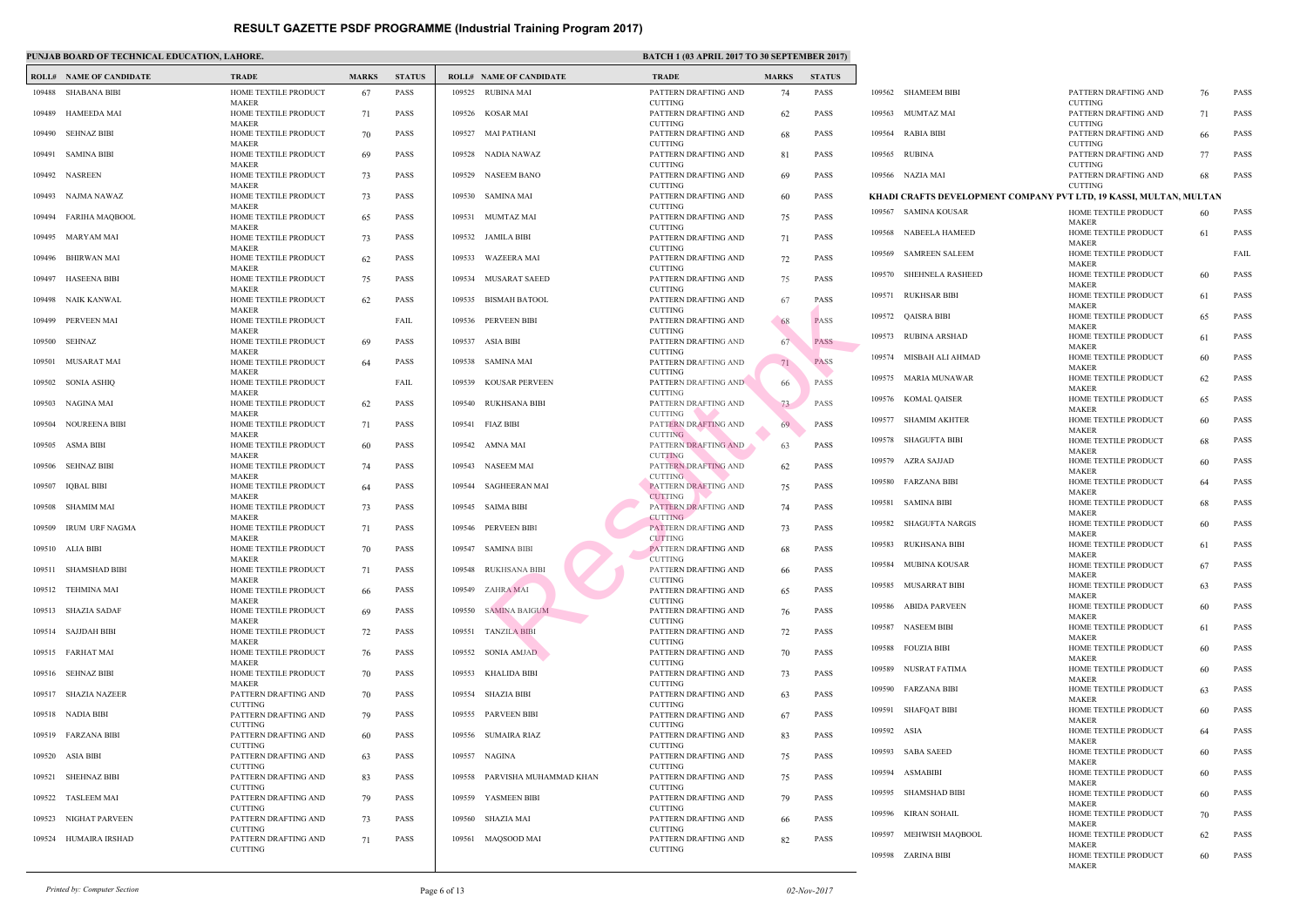# RESULT GAZETTE PSDF PROGRAMME (Industrial Training Program 2017)

**PUNJAB BOARD OF TECHNICAL EDUCATION, LAHORE.**

**BATCH 1 (03 APRIL 2017 TO 30 SEPTEMBER 2017)**

| ROLL# | NAME OF CANDIDATE | TRADE | MARKS | STATUS |
|---|---|---|---|---|
| 109488 | SHABANA BIBI | HOME TEXTILE PRODUCT MAKER | 67 | PASS |
| 109489 | HAMEEDA MAI | HOME TEXTILE PRODUCT MAKER | 71 | PASS |
| 109490 | SEHNAZ BIBI | HOME TEXTILE PRODUCT MAKER | 70 | PASS |
| 109491 | SAMINA BIBI | HOME TEXTILE PRODUCT MAKER | 69 | PASS |
| 109492 | NASREEN | HOME TEXTILE PRODUCT MAKER | 73 | PASS |
| 109493 | NAJMA NAWAZ | HOME TEXTILE PRODUCT MAKER | 73 | PASS |
| 109494 | FARIHA MAQBOOL | HOME TEXTILE PRODUCT MAKER | 65 | PASS |
| 109495 | MARYAM MAI | HOME TEXTILE PRODUCT MAKER | 73 | PASS |
| 109496 | BHIRWAN MAI | HOME TEXTILE PRODUCT MAKER | 62 | PASS |
| 109497 | HASEENA BIBI | HOME TEXTILE PRODUCT MAKER | 75 | PASS |
| 109498 | NAIK KANWAL | HOME TEXTILE PRODUCT MAKER | 62 | PASS |
| 109499 | PERVEEN MAI | HOME TEXTILE PRODUCT MAKER | | FAIL |
| 109500 | SEHNAZ | HOME TEXTILE PRODUCT MAKER | 69 | PASS |
| 109501 | MUSARAT MAI | HOME TEXTILE PRODUCT MAKER | 64 | PASS |
| 109502 | SONIA ASHIQ | HOME TEXTILE PRODUCT MAKER | | FAIL |
| 109503 | NAGINA MAI | HOME TEXTILE PRODUCT MAKER | 62 | PASS |
| 109504 | NOUREENA BIBI | HOME TEXTILE PRODUCT MAKER | 71 | PASS |
| 109505 | ASMA BIBI | HOME TEXTILE PRODUCT MAKER | 60 | PASS |
| 109506 | SEHNAZ BIBI | HOME TEXTILE PRODUCT MAKER | 74 | PASS |
| 109507 | IQBAL BIBI | HOME TEXTILE PRODUCT MAKER | 64 | PASS |
| 109508 | SHAMIM MAI | HOME TEXTILE PRODUCT MAKER | 73 | PASS |
| 109509 | IRUM URF NAGMA | HOME TEXTILE PRODUCT MAKER | 71 | PASS |
| 109510 | ALIA BIBI | HOME TEXTILE PRODUCT MAKER | 70 | PASS |
| 109511 | SHAMSHAD BIBI | HOME TEXTILE PRODUCT MAKER | 71 | PASS |
| 109512 | TEHMINA MAI | HOME TEXTILE PRODUCT MAKER | 66 | PASS |
| 109513 | SHAZIA SADAF | HOME TEXTILE PRODUCT MAKER | 69 | PASS |
| 109514 | SAJIDAH BIBI | HOME TEXTILE PRODUCT MAKER | 72 | PASS |
| 109515 | FARHAT MAI | HOME TEXTILE PRODUCT MAKER | 76 | PASS |
| 109516 | SEHNAZ BIBI | HOME TEXTILE PRODUCT MAKER | 70 | PASS |
| 109517 | SHAZIA NAZEER | PATTERN DRAFTING AND CUTTING | 70 | PASS |
| 109518 | NADIA BIBI | PATTERN DRAFTING AND CUTTING | 79 | PASS |
| 109519 | FARZANA BIBI | PATTERN DRAFTING AND CUTTING | 60 | PASS |
| 109520 | ASIA BIBI | PATTERN DRAFTING AND CUTTING | 63 | PASS |
| 109521 | SHEHNAZ BIBI | PATTERN DRAFTING AND CUTTING | 83 | PASS |
| 109522 | TASLEEM MAI | PATTERN DRAFTING AND CUTTING | 79 | PASS |
| 109523 | NIGHAT PARVEEN | PATTERN DRAFTING AND CUTTING | 73 | PASS |
| 109524 | HUMAIRA IRSHAD | PATTERN DRAFTING AND CUTTING | 71 | PASS |
| 109525 | RUBINA MAI | PATTERN DRAFTING AND CUTTING | 74 | PASS |
| 109526 | KOSAR MAI | PATTERN DRAFTING AND CUTTING | 62 | PASS |
| 109527 | MAI PATHANI | PATTERN DRAFTING AND CUTTING | 68 | PASS |
| 109528 | NADIA NAWAZ | PATTERN DRAFTING AND CUTTING | 81 | PASS |
| 109529 | NASEEM BANO | PATTERN DRAFTING AND CUTTING | 69 | PASS |
| 109530 | SAMINA MAI | PATTERN DRAFTING AND CUTTING | 60 | PASS |
| 109531 | MUMTAZ MAI | PATTERN DRAFTING AND CUTTING | 75 | PASS |
| 109532 | JAMILA BIBI | PATTERN DRAFTING AND CUTTING | 71 | PASS |
| 109533 | WAZEERA MAI | PATTERN DRAFTING AND CUTTING | 72 | PASS |
| 109534 | MUSARAT SAEED | PATTERN DRAFTING AND CUTTING | 75 | PASS |
| 109535 | BISMAH BATOOL | PATTERN DRAFTING AND CUTTING | 67 | PASS |
| 109536 | PERVEEN BIBI | PATTERN DRAFTING AND CUTTING | 68 | PASS |
| 109537 | ASIA BIBI | PATTERN DRAFTING AND CUTTING | 67 | PASS |
| 109538 | SAMINA MAI | PATTERN DRAFTING AND CUTTING | 71 | PASS |
| 109539 | KOUSAR PERVEEN | PATTERN DRAFTING AND CUTTING | 66 | PASS |
| 109540 | RUKHSANA BIBI | PATTERN DRAFTING AND CUTTING | 73 | PASS |
| 109541 | FIAZ BIBI | PATTERN DRAFTING AND CUTTING | 69 | PASS |
| 109542 | AMNA MAI | PATTERN DRAFTING AND CUTTING | 63 | PASS |
| 109543 | NASEEM MAI | PATTERN DRAFTING AND CUTTING | 62 | PASS |
| 109544 | SAGHEERAN MAI | PATTERN DRAFTING AND CUTTING | 75 | PASS |
| 109545 | SAIMA BIBI | PATTERN DRAFTING AND CUTTING | 74 | PASS |
| 109546 | PERVEEN BIBI | PATTERN DRAFTING AND CUTTING | 73 | PASS |
| 109547 | SAMINA BIBI | PATTERN DRAFTING AND CUTTING | 68 | PASS |
| 109548 | RUKHSANA BIBI | PATTERN DRAFTING AND CUTTING | 66 | PASS |
| 109549 | ZAHRA MAI | PATTERN DRAFTING AND CUTTING | 65 | PASS |
| 109550 | SAMINA BAIGUM | PATTERN DRAFTING AND CUTTING | 76 | PASS |
| 109551 | TANZILA BIBI | PATTERN DRAFTING AND CUTTING | 72 | PASS |
| 109552 | SONIA AMJAD | PATTERN DRAFTING AND CUTTING | 70 | PASS |
| 109553 | KHALIDA BIBI | PATTERN DRAFTING AND CUTTING | 73 | PASS |
| 109554 | SHAZIA BIBI | PATTERN DRAFTING AND CUTTING | 63 | PASS |
| 109555 | PARVEEN BIBI | PATTERN DRAFTING AND CUTTING | 67 | PASS |
| 109556 | SUMAIRA RIAZ | PATTERN DRAFTING AND CUTTING | 83 | PASS |
| 109557 | NAGINA | PATTERN DRAFTING AND CUTTING | 75 | PASS |
| 109558 | PARVISHA MUHAMMAD KHAN | PATTERN DRAFTING AND CUTTING | 75 | PASS |
| 109559 | YASMEEN BIBI | PATTERN DRAFTING AND CUTTING | 79 | PASS |
| 109560 | SHAZIA MAI | PATTERN DRAFTING AND CUTTING | 66 | PASS |
| 109561 | MAQSOOD MAI | PATTERN DRAFTING AND CUTTING | 82 | PASS |
| 109562 | SHAMEEM BIBI | PATTERN DRAFTING AND CUTTING | 76 | PASS |
| 109563 | MUMTAZ MAI | PATTERN DRAFTING AND CUTTING | 71 | PASS |
| 109564 | RABIA BIBI | PATTERN DRAFTING AND CUTTING | 66 | PASS |
| 109565 | RUBINA | PATTERN DRAFTING AND CUTTING | 77 | PASS |
| 109566 | NAZIA MAI | PATTERN DRAFTING AND CUTTING | 68 | PASS |

**KHADI CRAFTS DEVELOPMENT COMPANY PVT LTD, 19 KASSI, MULTAN, MULTAN**

| ROLL# | NAME OF CANDIDATE | TRADE | MARKS | STATUS |
|---|---|---|---|---|
| 109567 | SAMINA KOUSAR | HOME TEXTILE PRODUCT MAKER | 60 | PASS |
| 109568 | NABEELA HAMEED | HOME TEXTILE PRODUCT MAKER | 61 | PASS |
| 109569 | SAMREEN SALEEM | HOME TEXTILE PRODUCT MAKER | | FAIL |
| 109570 | SHEHNELA RASHEED | HOME TEXTILE PRODUCT MAKER | 60 | PASS |
| 109571 | RUKHSAR BIBI | HOME TEXTILE PRODUCT MAKER | 61 | PASS |
| 109572 | QAISRA BIBI | HOME TEXTILE PRODUCT MAKER | 65 | PASS |
| 109573 | RUBINA ARSHAD | HOME TEXTILE PRODUCT MAKER | 61 | PASS |
| 109574 | MISBAH ALI AHMAD | HOME TEXTILE PRODUCT MAKER | 60 | PASS |
| 109575 | MARIA MUNAWAR | HOME TEXTILE PRODUCT MAKER | 62 | PASS |
| 109576 | KOMAL QAISER | HOME TEXTILE PRODUCT MAKER | 65 | PASS |
| 109577 | SHAMIM AKHTER | HOME TEXTILE PRODUCT MAKER | 60 | PASS |
| 109578 | SHAGUFTA BIBI | HOME TEXTILE PRODUCT MAKER | 68 | PASS |
| 109579 | AZRA SAJJAD | HOME TEXTILE PRODUCT MAKER | 60 | PASS |
| 109580 | FARZANA BIBI | HOME TEXTILE PRODUCT MAKER | 64 | PASS |
| 109581 | SAMINA BIBI | HOME TEXTILE PRODUCT MAKER | 68 | PASS |
| 109582 | SHAGUFTA NARGIS | HOME TEXTILE PRODUCT MAKER | 60 | PASS |
| 109583 | RUKHSANA BIBI | HOME TEXTILE PRODUCT MAKER | 61 | PASS |
| 109584 | MUBINA KOUSAR | HOME TEXTILE PRODUCT MAKER | 67 | PASS |
| 109585 | MUSARRAT BIBI | HOME TEXTILE PRODUCT MAKER | 63 | PASS |
| 109586 | ABIDA PARVEEN | HOME TEXTILE PRODUCT MAKER | 60 | PASS |
| 109587 | NASEEM BIBI | HOME TEXTILE PRODUCT MAKER | 61 | PASS |
| 109588 | FOUZIA BIBI | HOME TEXTILE PRODUCT MAKER | 60 | PASS |
| 109589 | NUSRAT FATIMA | HOME TEXTILE PRODUCT MAKER | 60 | PASS |
| 109590 | FARZANA BIBI | HOME TEXTILE PRODUCT MAKER | 63 | PASS |
| 109591 | SHAFQAT BIBI | HOME TEXTILE PRODUCT MAKER | 60 | PASS |
| 109592 | ASIA | HOME TEXTILE PRODUCT MAKER | 64 | PASS |
| 109593 | SABA SAEED | HOME TEXTILE PRODUCT MAKER | 60 | PASS |
| 109594 | ASMABIBI | HOME TEXTILE PRODUCT MAKER | 60 | PASS |
| 109595 | SHAMSHAD BIBI | HOME TEXTILE PRODUCT MAKER | 60 | PASS |
| 109596 | KIRAN SOHAIL | HOME TEXTILE PRODUCT MAKER | 70 | PASS |
| 109597 | MEHWISH MAQBOOL | HOME TEXTILE PRODUCT MAKER | 62 | PASS |
| 109598 | ZARINA BIBI | HOME TEXTILE PRODUCT MAKER | 60 | PASS |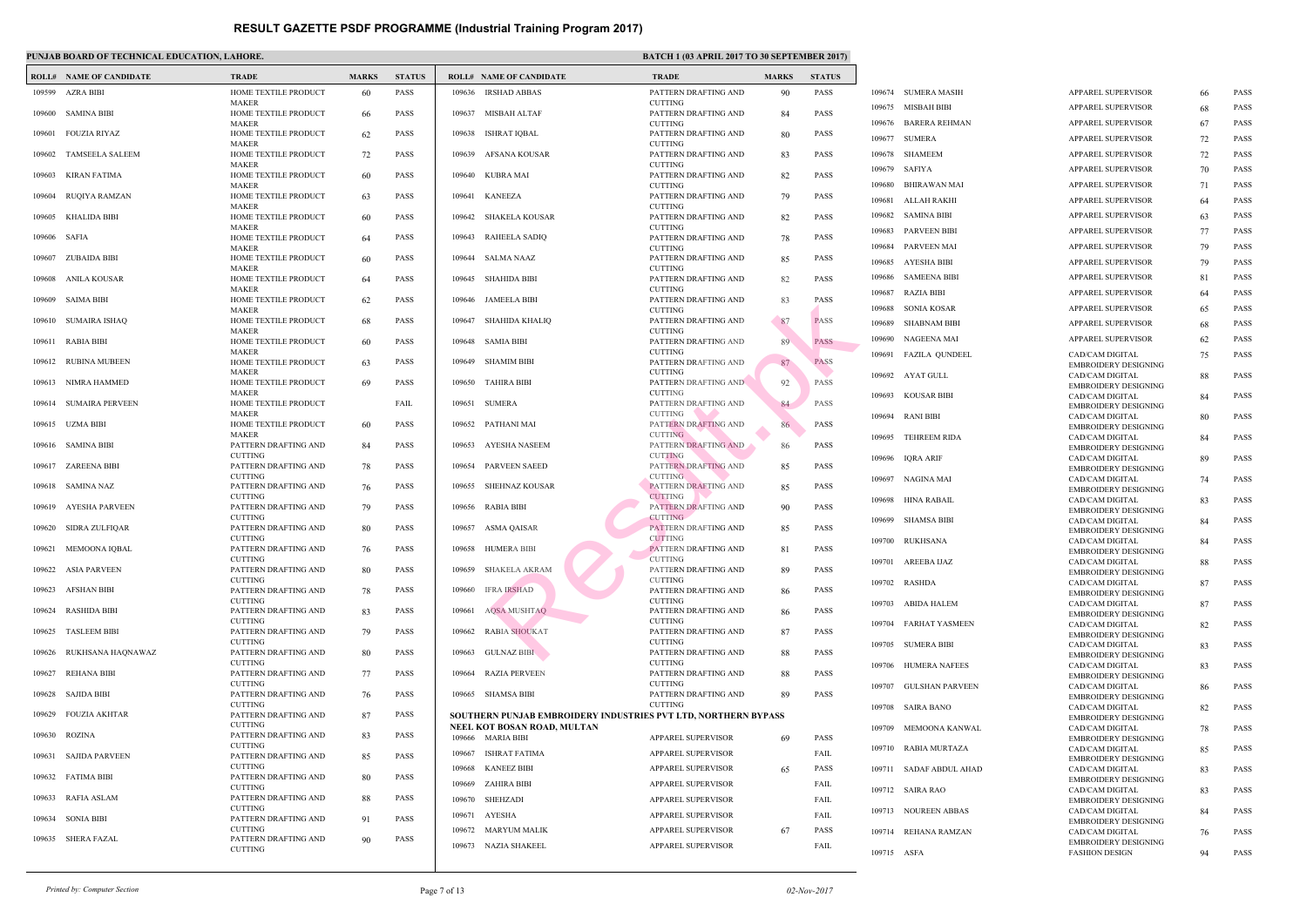# RESULT GAZETTE PSDF PROGRAMME (Industrial Training Program 2017)

**PUNJAB BOARD OF TECHNICAL EDUCATION, LAHORE.**

**BATCH 1 (03 APRIL 2017 TO 30 SEPTEMBER 2017)**

| ROLL# | NAME OF CANDIDATE | TRADE | MARKS | STATUS |
|---|---|---|---|---|
| 109599 | AZRA BIBI | HOME TEXTILE PRODUCT MAKER | 60 | PASS |
| 109600 | SAMINA BIBI | HOME TEXTILE PRODUCT MAKER | 66 | PASS |
| 109601 | FOUZIA RIYAZ | HOME TEXTILE PRODUCT MAKER | 62 | PASS |
| 109602 | TAMSEELA SALEEM | HOME TEXTILE PRODUCT MAKER | 72 | PASS |
| 109603 | KIRAN FATIMA | HOME TEXTILE PRODUCT MAKER | 60 | PASS |
| 109604 | RUQIYA RAMZAN | HOME TEXTILE PRODUCT MAKER | 63 | PASS |
| 109605 | KHALIDA BIBI | HOME TEXTILE PRODUCT MAKER | 60 | PASS |
| 109606 | SAFIA | HOME TEXTILE PRODUCT MAKER | 64 | PASS |
| 109607 | ZUBAIDA BIBI | HOME TEXTILE PRODUCT MAKER | 60 | PASS |
| 109608 | ANILA KOUSAR | HOME TEXTILE PRODUCT MAKER | 64 | PASS |
| 109609 | SAIMA BIBI | HOME TEXTILE PRODUCT MAKER | 62 | PASS |
| 109610 | SUMAIRA ISHAQ | HOME TEXTILE PRODUCT MAKER | 68 | PASS |
| 109611 | RABIA BIBI | HOME TEXTILE PRODUCT MAKER | 60 | PASS |
| 109612 | RUBINA MUBEEN | HOME TEXTILE PRODUCT MAKER | 63 | PASS |
| 109613 | NIMRA HAMMED | HOME TEXTILE PRODUCT MAKER | 69 | PASS |
| 109614 | SUMAIRA PERVEEN | HOME TEXTILE PRODUCT MAKER | | FAIL |
| 109615 | UZMA BIBI | HOME TEXTILE PRODUCT MAKER | 60 | PASS |
| 109616 | SAMINA BIBI | PATTERN DRAFTING AND CUTTING | 84 | PASS |
| 109617 | ZAREENA BIBI | PATTERN DRAFTING AND CUTTING | 78 | PASS |
| 109618 | SAMINA NAZ | PATTERN DRAFTING AND CUTTING | 76 | PASS |
| 109619 | AYESHA PARVEEN | PATTERN DRAFTING AND CUTTING | 79 | PASS |
| 109620 | SIDRA ZULFIQAR | PATTERN DRAFTING AND CUTTING | 80 | PASS |
| 109621 | MEMOONA IQBAL | PATTERN DRAFTING AND CUTTING | 76 | PASS |
| 109622 | ASIA PARVEEN | PATTERN DRAFTING AND CUTTING | 80 | PASS |
| 109623 | AFSHAN BIBI | PATTERN DRAFTING AND CUTTING | 78 | PASS |
| 109624 | RASHIDA BIBI | PATTERN DRAFTING AND CUTTING | 83 | PASS |
| 109625 | TASLEEM BIBI | PATTERN DRAFTING AND CUTTING | 79 | PASS |
| 109626 | RUKHSANA HAQNAWAZ | PATTERN DRAFTING AND CUTTING | 80 | PASS |
| 109627 | REHANA BIBI | PATTERN DRAFTING AND CUTTING | 77 | PASS |
| 109628 | SAJIDA BIBI | PATTERN DRAFTING AND CUTTING | 76 | PASS |
| 109629 | FOUZIA AKHTAR | PATTERN DRAFTING AND CUTTING | 87 | PASS |
| 109630 | ROZINA | PATTERN DRAFTING AND CUTTING | 83 | PASS |
| 109631 | SAJIDA PARVEEN | PATTERN DRAFTING AND CUTTING | 85 | PASS |
| 109632 | FATIMA BIBI | PATTERN DRAFTING AND CUTTING | 80 | PASS |
| 109633 | RAFIA ASLAM | PATTERN DRAFTING AND CUTTING | 88 | PASS |
| 109634 | SONIA BIBI | PATTERN DRAFTING AND CUTTING | 91 | PASS |
| 109635 | SHERA FAZAL | PATTERN DRAFTING AND CUTTING | 90 | PASS |
| 109636 | IRSHAD ABBAS | PATTERN DRAFTING AND CUTTING | 90 | PASS |
| 109637 | MISBAH ALTAF | PATTERN DRAFTING AND CUTTING | 84 | PASS |
| 109638 | ISHRAT IQBAL | PATTERN DRAFTING AND CUTTING | 80 | PASS |
| 109639 | AFSANA KOUSAR | PATTERN DRAFTING AND CUTTING | 83 | PASS |
| 109640 | KUBRA MAI | PATTERN DRAFTING AND CUTTING | 82 | PASS |
| 109641 | KANEEZA | PATTERN DRAFTING AND CUTTING | 79 | PASS |
| 109642 | SHAKELA KOUSAR | PATTERN DRAFTING AND CUTTING | 82 | PASS |
| 109643 | RAHEELA SADIQ | PATTERN DRAFTING AND CUTTING | 78 | PASS |
| 109644 | SALMA NAAZ | PATTERN DRAFTING AND CUTTING | 85 | PASS |
| 109645 | SHAHIDA BIBI | PATTERN DRAFTING AND CUTTING | 82 | PASS |
| 109646 | JAMEELA BIBI | PATTERN DRAFTING AND CUTTING | 83 | PASS |
| 109647 | SHAHIDA KHALIQ | PATTERN DRAFTING AND CUTTING | 87 | PASS |
| 109648 | SAMIA BIBI | PATTERN DRAFTING AND CUTTING | 89 | PASS |
| 109649 | SHAMIM BIBI | PATTERN DRAFTING AND CUTTING | 87 | PASS |
| 109650 | TAHIRA BIBI | PATTERN DRAFTING AND CUTTING | 92 | PASS |
| 109651 | SUMERA | PATTERN DRAFTING AND CUTTING | 84 | PASS |
| 109652 | PATHANI MAI | PATTERN DRAFTING AND CUTTING | 86 | PASS |
| 109653 | AYESHA NASEEM | PATTERN DRAFTING AND CUTTING | 86 | PASS |
| 109654 | PARVEEN SAEED | PATTERN DRAFTING AND CUTTING | 85 | PASS |
| 109655 | SHEHNAZ KOUSAR | PATTERN DRAFTING AND CUTTING | 85 | PASS |
| 109656 | RABIA BIBI | PATTERN DRAFTING AND CUTTING | 90 | PASS |
| 109657 | ASMA QAISAR | PATTERN DRAFTING AND CUTTING | 85 | PASS |
| 109658 | HUMERA BIBI | PATTERN DRAFTING AND CUTTING | 81 | PASS |
| 109659 | SHAKELA AKRAM | PATTERN DRAFTING AND CUTTING | 89 | PASS |
| 109660 | IFRA IRSHAD | PATTERN DRAFTING AND CUTTING | 86 | PASS |
| 109661 | AQSA MUSHTAQ | PATTERN DRAFTING AND CUTTING | 86 | PASS |
| 109662 | RABIA SHOUKAT | PATTERN DRAFTING AND CUTTING | 87 | PASS |
| 109663 | GULNAZ BIBI | PATTERN DRAFTING AND CUTTING | 88 | PASS |
| 109664 | RAZIA PERVEEN | PATTERN DRAFTING AND CUTTING | 88 | PASS |
| 109665 | SHAMSA BIBI | PATTERN DRAFTING AND CUTTING | 89 | PASS |

**SOUTHERN PUNJAB EMBROIDERY INDUSTRIES PVT LTD, NORTHERN BYPASS NEEL KOT BOSAN ROAD, MULTAN**

| ROLL# | NAME OF CANDIDATE | TRADE | MARKS | STATUS |
|---|---|---|---|---|
| 109666 | MARIA BIBI | APPAREL SUPERVISOR | 69 | PASS |
| 109667 | ISHRAT FATIMA | APPAREL SUPERVISOR | | FAIL |
| 109668 | KANEEZ BIBI | APPAREL SUPERVISOR | 65 | PASS |
| 109669 | ZAHIRA BIBI | APPAREL SUPERVISOR | | FAIL |
| 109670 | SHEHZADI | APPAREL SUPERVISOR | | FAIL |
| 109671 | AYESHA | APPAREL SUPERVISOR | | FAIL |
| 109672 | MARYUM MALIK | APPAREL SUPERVISOR | 67 | PASS |
| 109673 | NAZIA SHAKEEL | APPAREL SUPERVISOR | | FAIL |
| 109674 | SUMERA MASIH | APPAREL SUPERVISOR | 66 | PASS |
| 109675 | MISBAH BIBI | APPAREL SUPERVISOR | 68 | PASS |
| 109676 | BARERA REHMAN | APPAREL SUPERVISOR | 67 | PASS |
| 109677 | SUMERA | APPAREL SUPERVISOR | 72 | PASS |
| 109678 | SHAMEEM | APPAREL SUPERVISOR | 72 | PASS |
| 109679 | SAFIYA | APPAREL SUPERVISOR | 70 | PASS |
| 109680 | BHIRAWAN MAI | APPAREL SUPERVISOR | 71 | PASS |
| 109681 | ALLAH RAKHI | APPAREL SUPERVISOR | 64 | PASS |
| 109682 | SAMINA BIBI | APPAREL SUPERVISOR | 63 | PASS |
| 109683 | PARVEEN BIBI | APPAREL SUPERVISOR | 77 | PASS |
| 109684 | PARVEEN MAI | APPAREL SUPERVISOR | 79 | PASS |
| 109685 | AYESHA BIBI | APPAREL SUPERVISOR | 79 | PASS |
| 109686 | SAMEENA BIBI | APPAREL SUPERVISOR | 81 | PASS |
| 109687 | RAZIA BIBI | APPAREL SUPERVISOR | 64 | PASS |
| 109688 | SONIA KOSAR | APPAREL SUPERVISOR | 65 | PASS |
| 109689 | SHABNAM BIBI | APPAREL SUPERVISOR | 68 | PASS |
| 109690 | NAGEENA MAI | APPAREL SUPERVISOR | 62 | PASS |
| 109691 | FAZILA QUNDEEL | CAD/CAM DIGITAL EMBROIDERY DESIGNING | 75 | PASS |
| 109692 | AYAT GULL | CAD/CAM DIGITAL EMBROIDERY DESIGNING | 88 | PASS |
| 109693 | KOUSAR BIBI | CAD/CAM DIGITAL EMBROIDERY DESIGNING | 84 | PASS |
| 109694 | RANI BIBI | CAD/CAM DIGITAL EMBROIDERY DESIGNING | 80 | PASS |
| 109695 | TEHREEM RIDA | CAD/CAM DIGITAL EMBROIDERY DESIGNING | 84 | PASS |
| 109696 | IQRA ARIF | CAD/CAM DIGITAL EMBROIDERY DESIGNING | 89 | PASS |
| 109697 | NAGINA MAI | CAD/CAM DIGITAL EMBROIDERY DESIGNING | 74 | PASS |
| 109698 | HINA RABAIL | CAD/CAM DIGITAL EMBROIDERY DESIGNING | 83 | PASS |
| 109699 | SHAMSA BIBI | CAD/CAM DIGITAL EMBROIDERY DESIGNING | 84 | PASS |
| 109700 | RUKHSANA | CAD/CAM DIGITAL EMBROIDERY DESIGNING | 84 | PASS |
| 109701 | AREEBA IJAZ | CAD/CAM DIGITAL EMBROIDERY DESIGNING | 88 | PASS |
| 109702 | RASHDA | CAD/CAM DIGITAL EMBROIDERY DESIGNING | 87 | PASS |
| 109703 | ABIDA HALEM | CAD/CAM DIGITAL EMBROIDERY DESIGNING | 87 | PASS |
| 109704 | FARHAT YASMEEN | CAD/CAM DIGITAL EMBROIDERY DESIGNING | 82 | PASS |
| 109705 | SUMERA BIBI | CAD/CAM DIGITAL EMBROIDERY DESIGNING | 83 | PASS |
| 109706 | HUMERA NAFEES | CAD/CAM DIGITAL EMBROIDERY DESIGNING | 83 | PASS |
| 109707 | GULSHAN PARVEEN | CAD/CAM DIGITAL EMBROIDERY DESIGNING | 86 | PASS |
| 109708 | SAIRA BANO | CAD/CAM DIGITAL EMBROIDERY DESIGNING | 82 | PASS |
| 109709 | MEMOONA KANWAL | CAD/CAM DIGITAL EMBROIDERY DESIGNING | 78 | PASS |
| 109710 | RABIA MURTAZA | CAD/CAM DIGITAL EMBROIDERY DESIGNING | 85 | PASS |
| 109711 | SADAF ABDUL AHAD | CAD/CAM DIGITAL EMBROIDERY DESIGNING | 83 | PASS |
| 109712 | SAIRA RAO | CAD/CAM DIGITAL EMBROIDERY DESIGNING | 83 | PASS |
| 109713 | NOUREEN ABBAS | CAD/CAM DIGITAL EMBROIDERY DESIGNING | 84 | PASS |
| 109714 | REHANA RAMZAN | CAD/CAM DIGITAL EMBROIDERY DESIGNING | 76 | PASS |
| 109715 | ASFA | FASHION DESIGN | 94 | PASS |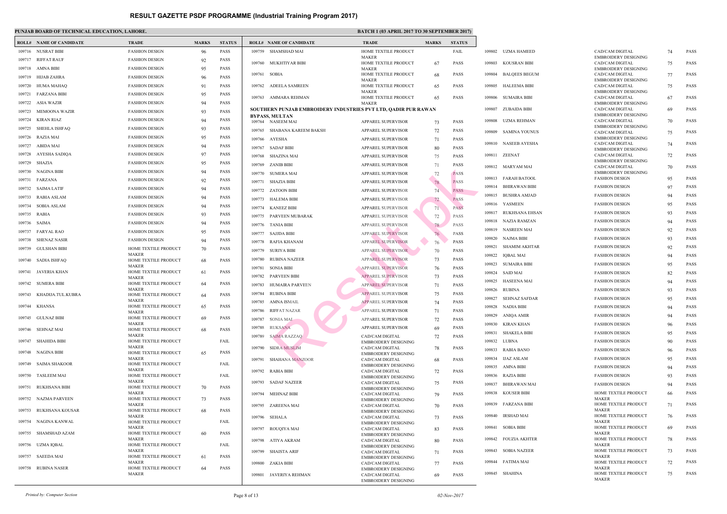# RESULT GAZETTE PSDF PROGRAMME (Industrial Training Program 2017)

**PUNJAB BOARD OF TECHNICAL EDUCATION, LAHORE.** **BATCH 1 (03 APRIL 2017 TO 30 SEPTEMBER 2017)**

| ROLL# | NAME OF CANDIDATE | TRADE | MARKS | STATUS |
|---|---|---|---|---|
| 109716 | NUSRAT BIBI | FASHION DESIGN | 96 | PASS |
| 109717 | RIFFAT RAUF | FASHION DESIGN | 92 | PASS |
| 109718 | AMNA BIBI | FASHION DESIGN | 95 | PASS |
| 109719 | HIJAB ZAHRA | FASHION DESIGN | 96 | PASS |
| 109720 | HUMA MAHAQ | FASHION DESIGN | 91 | PASS |
| 109721 | FARZANA BIBI | FASHION DESIGN | 95 | PASS |
| 109722 | ASIA WAZIR | FASHION DESIGN | 94 | PASS |
| 109723 | MEMOONA WAZIR | FASHION DESIGN | 93 | PASS |
| 109724 | KIRAN RIAZ | FASHION DESIGN | 94 | PASS |
| 109725 | SHEHLA ISHFAQ | FASHION DESIGN | 93 | PASS |
| 109726 | RAZIA MAI | FASHION DESIGN | 95 | PASS |
| 109727 | ABIDA MAI | FASHION DESIGN | 94 | PASS |
| 109728 | AYESHA SADIQA | FASHION DESIGN | 97 | PASS |
| 109729 | SHAZIA | FASHION DESIGN | 95 | PASS |
| 109730 | NAGINA BIBI | FASHION DESIGN | 94 | PASS |
| 109731 | FARZANA | FASHION DESIGN | 92 | PASS |
| 109732 | SAIMA LATIF | FASHION DESIGN | 94 | PASS |
| 109733 | RABIA ASLAM | FASHION DESIGN | 94 | PASS |
| 109734 | SOBIA ASLAM | FASHION DESIGN | 94 | PASS |
| 109735 | RABIA | FASHION DESIGN | 93 | PASS |
| 109736 | SAIMA | FASHION DESIGN | 94 | PASS |
| 109737 | FARYAL RAO | FASHION DESIGN | 95 | PASS |
| 109738 | SHENAZ NASIR | FASHION DESIGN | 94 | PASS |
| 109739 | GULSHAN BIBI | HOME TEXTILE PRODUCT MAKER | 70 | PASS |
| 109740 | SADIA ISHFAQ | HOME TEXTILE PRODUCT MAKER | 68 | PASS |
| 109741 | JAVERIA KHAN | HOME TEXTILE PRODUCT MAKER | 61 | PASS |
| 109742 | SUMERA BIBI | HOME TEXTILE PRODUCT MAKER | 64 | PASS |
| 109743 | KHADIJA.TUL.KUBRA | HOME TEXTILE PRODUCT MAKER | 64 | PASS |
| 109744 | KHANSA | HOME TEXTILE PRODUCT MAKER | 65 | PASS |
| 109745 | GULNAZ BIBI | HOME TEXTILE PRODUCT MAKER | 69 | PASS |
| 109746 | SEHNAZ MAI | HOME TEXTILE PRODUCT MAKER | 68 | PASS |
| 109747 | SHAHIDA BIBI | HOME TEXTILE PRODUCT MAKER | | FAIL |
| 109748 | NAGINA BIBI | HOME TEXTILE PRODUCT MAKER | 65 | PASS |
| 109749 | SAIMA SHAKOOR | HOME TEXTILE PRODUCT MAKER | | FAIL |
| 109750 | TASLEEM MAI | HOME TEXTILE PRODUCT MAKER | | FAIL |
| 109751 | RUKHSANA BIBI | HOME TEXTILE PRODUCT MAKER | 70 | PASS |
| 109752 | NAZMA PARVEEN | HOME TEXTILE PRODUCT MAKER | 73 | PASS |
| 109753 | RUKHSANA KOUSAR | HOME TEXTILE PRODUCT MAKER | 68 | PASS |
| 109754 | NAGINA KANWAL | HOME TEXTILE PRODUCT MAKER | | FAIL |
| 109755 | SHAMSHAD AZAM | HOME TEXTILE PRODUCT MAKER | 60 | PASS |
| 109756 | UZMA IQBAL | HOME TEXTILE PRODUCT MAKER | | FAIL |
| 109757 | SAEEDA MAI | HOME TEXTILE PRODUCT MAKER | 61 | PASS |
| 109758 | RUBINA NASER | HOME TEXTILE PRODUCT MAKER | 64 | PASS |
| 109759 | SHAMSHAD MAI | HOME TEXTILE PRODUCT MAKER | | FAIL |
| 109760 | MUKHTIYAR BIBI | HOME TEXTILE PRODUCT MAKER | 67 | PASS |
| 109761 | SOBIA | HOME TEXTILE PRODUCT MAKER | 68 | PASS |
| 109762 | ADEELA SAMREEN | HOME TEXTILE PRODUCT MAKER | 65 | PASS |
| 109763 | AMMARA REHMAN | HOME TEXTILE PRODUCT MAKER | 65 | PASS |

**SOUTHERN PUNJAB EMBROIDERY INDUSTRIES PVT LTD, QADIR PUR RAWAN BYPASS, MULTAN**

| ROLL# | NAME OF CANDIDATE | TRADE | MARKS | STATUS |
|---|---|---|---|---|
| 109764 | NASEEM MAI | APPAREL SUPERVISOR | 73 | PASS |
| 109765 | SHABANA KAREEM BAKSH | APPAREL SUPERVISOR | 72 | PASS |
| 109766 | AYESHA | APPAREL SUPERVISOR | 71 | PASS |
| 109767 | SADAF BIBI | APPAREL SUPERVISOR | 80 | PASS |
| 109768 | SHAZINA MAI | APPAREL SUPERVISOR | 75 | PASS |
| 109769 | ZANIB BIBI | APPAREL SUPERVISOR | 71 | PASS |
| 109770 | SUMERA MAI | APPAREL SUPERVISOR | 72 | PASS |
| 109771 | SHAZIA BIBI | APPAREL SUPERVISOR | 78 | PASS |
| 109772 | ZATOON BIBI | APPAREL SUPERVISOR | 74 | PASS |
| 109773 | HALEMA BIBI | APPAREL SUPERVISOR | 72 | PASS |
| 109774 | KANEEZ BIBI | APPAREL SUPERVISOR | 71 | PASS |
| 109775 | PARVEEN MUBARAK | APPAREL SUPERVISOR | 72 | PASS |
| 109776 | TANIA BIBI | APPAREL SUPERVISOR | 78 | PASS |
| 109777 | SAJIDA BIBI | APPAREL SUPERVISOR | 76 | PASS |
| 109778 | RAFIA KHANAM | APPAREL SUPERVISOR | 76 | PASS |
| 109779 | SURIYA BIBI | APPAREL SUPERVISOR | 70 | PASS |
| 109780 | RUBINA NAZEER | APPAREL SUPERVISOR | 73 | PASS |
| 109781 | SONIA BIBI | APPAREL SUPERVISOR | 76 | PASS |
| 109782 | PARVEEN BIBI | APPAREL SUPERVISOR | 73 | PASS |
| 109783 | HUMAIRA PARVEEN | APPAREL SUPERVISOR | 71 | PASS |
| 109784 | RUBINA BIBI | APPAREL SUPERVISOR | 75 | PASS |
| 109785 | AMNA ISMAIL | APPAREL SUPERVISOR | 74 | PASS |
| 109786 | RIFFAT NAZAR | APPAREL SUPERVISOR | 71 | PASS |
| 109787 | SONIA MAI | APPAREL SUPERVISOR | 72 | PASS |
| 109788 | RUKSANA | APPAREL SUPERVISOR | 69 | PASS |
| 109789 | SAIMA RAZZAQ | CAD/CAM DIGITAL EMBROIDERY DESIGNING | 72 | PASS |
| 109790 | SIDRA MUSLIM | CAD/CAM DIGITAL EMBROIDERY DESIGNING | 78 | PASS |
| 109791 | SHAHANA MANZOOR | CAD/CAM DIGITAL EMBROIDERY DESIGNING | 68 | PASS |
| 109792 | RABIA BIBI | CAD/CAM DIGITAL EMBROIDERY DESIGNING | 72 | PASS |
| 109793 | SADAF NAZEER | CAD/CAM DIGITAL EMBROIDERY DESIGNING | 75 | PASS |
| 109794 | MEHNAZ BIBI | CAD/CAM DIGITAL EMBROIDERY DESIGNING | 79 | PASS |
| 109795 | ZAREENA MAI | CAD/CAM DIGITAL EMBROIDERY DESIGNING | 70 | PASS |
| 109796 | SEHALA | CAD/CAM DIGITAL EMBROIDERY DESIGNING | 73 | PASS |
| 109797 | ROUQIYA MAI | CAD/CAM DIGITAL EMBROIDERY DESIGNING | 83 | PASS |
| 109798 | ATIYA AKRAM | CAD/CAM DIGITAL EMBROIDERY DESIGNING | 80 | PASS |
| 109799 | SHAISTA ARIF | CAD/CAM DIGITAL EMBROIDERY DESIGNING | 71 | PASS |
| 109800 | ZAKIA BIBI | CAD/CAM DIGITAL EMBROIDERY DESIGNING | 77 | PASS |
| 109801 | JAVERIYA REHMAN | CAD/CAM DIGITAL EMBROIDERY DESIGNING | 69 | PASS |
| 109802 | UZMA HAMEED | CAD/CAM DIGITAL EMBROIDERY DESIGNING | 74 | PASS |
| 109803 | KOUSRAN BIBI | CAD/CAM DIGITAL EMBROIDERY DESIGNING | 75 | PASS |
| 109804 | BALQEES BEGUM | CAD/CAM DIGITAL EMBROIDERY DESIGNING | 77 | PASS |
| 109805 | HALEEMA BIBI | CAD/CAM DIGITAL EMBROIDERY DESIGNING | 75 | PASS |
| 109806 | SUMAIRA BIBI | CAD/CAM DIGITAL EMBROIDERY DESIGNING | 67 | PASS |
| 109807 | ZUBAIDA BIBI | CAD/CAM DIGITAL EMBROIDERY DESIGNING | 69 | PASS |
| 109808 | UZMA REHMAN | CAD/CAM DIGITAL EMBROIDERY DESIGNING | 70 | PASS |
| 109809 | SAMINA YOUNUS | CAD/CAM DIGITAL EMBROIDERY DESIGNING | 75 | PASS |
| 109810 | NASEEB AYESHA | CAD/CAM DIGITAL EMBROIDERY DESIGNING | 74 | PASS |
| 109811 | ZEENAT | CAD/CAM DIGITAL EMBROIDERY DESIGNING | 72 | PASS |
| 109812 | MARYAM MAI | CAD/CAM DIGITAL EMBROIDERY DESIGNING | 70 | PASS |
| 109813 | FARAH BATOOL | FASHION DESIGN | 95 | PASS |
| 109814 | BHIRAWAN BIBI | FASHION DESIGN | 97 | PASS |
| 109815 | BUSHRA AMJAD | FASHION DESIGN | 94 | PASS |
| 109816 | YASMEEN | FASHION DESIGN | 95 | PASS |
| 109817 | RUKHSANA EHSAN | FASHION DESIGN | 93 | PASS |
| 109818 | NAZIA RAMZAN | FASHION DESIGN | 94 | PASS |
| 109819 | NASREEN MAI | FASHION DESIGN | 92 | PASS |
| 109820 | NAJMA BIBI | FASHION DESIGN | 93 | PASS |
| 109821 | SHAMIM AKHTAR | FASHION DESIGN | 92 | PASS |
| 109822 | IQBAL MAI | FASHION DESIGN | 94 | PASS |
| 109823 | SUMAIRA BIBI | FASHION DESIGN | 95 | PASS |
| 109824 | SAID MAI | FASHION DESIGN | 82 | PASS |
| 109825 | HASEENA MAI | FASHION DESIGN | 94 | PASS |
| 109826 | RUBINA | FASHION DESIGN | 93 | PASS |
| 109827 | SEHNAZ SAFDAR | FASHION DESIGN | 95 | PASS |
| 109828 | NADIA BIBI | FASHION DESIGN | 94 | PASS |
| 109829 | ANIQA AMIR | FASHION DESIGN | 94 | PASS |
| 109830 | KIRAN KHAN | FASHION DESIGN | 96 | PASS |
| 109831 | SHAKELA BIBI | FASHION DESIGN | 95 | PASS |
| 109832 | LUBNA | FASHION DESIGN | 90 | PASS |
| 109833 | RABIA BANO | FASHION DESIGN | 96 | PASS |
| 109834 | IJAZ ASLAM | FASHION DESIGN | 95 | PASS |
| 109835 | AMNA BIBI | FASHION DESIGN | 94 | PASS |
| 109836 | RAZIA BIBI | FASHION DESIGN | 93 | PASS |
| 109837 | BHIRAWAN MAI | FASHION DESIGN | 94 | PASS |
| 109838 | KOUSER BIBI | HOME TEXTILE PRODUCT MAKER | 66 | PASS |
| 109839 | FARZANA BIBI | HOME TEXTILE PRODUCT MAKER | 71 | PASS |
| 109840 | IRSHAD MAI | HOME TEXTILE PRODUCT MAKER | 76 | PASS |
| 109841 | SOBIA BIBI | HOME TEXTILE PRODUCT MAKER | 69 | PASS |
| 109842 | FOUZIA AKHTER | HOME TEXTILE PRODUCT MAKER | 78 | PASS |
| 109843 | SOBIA NAZEER | HOME TEXTILE PRODUCT MAKER | 73 | PASS |
| 109844 | FATIMA MAI | HOME TEXTILE PRODUCT MAKER | 72 | PASS |
| 109845 | SHAHINA | HOME TEXTILE PRODUCT MAKER | 75 | PASS |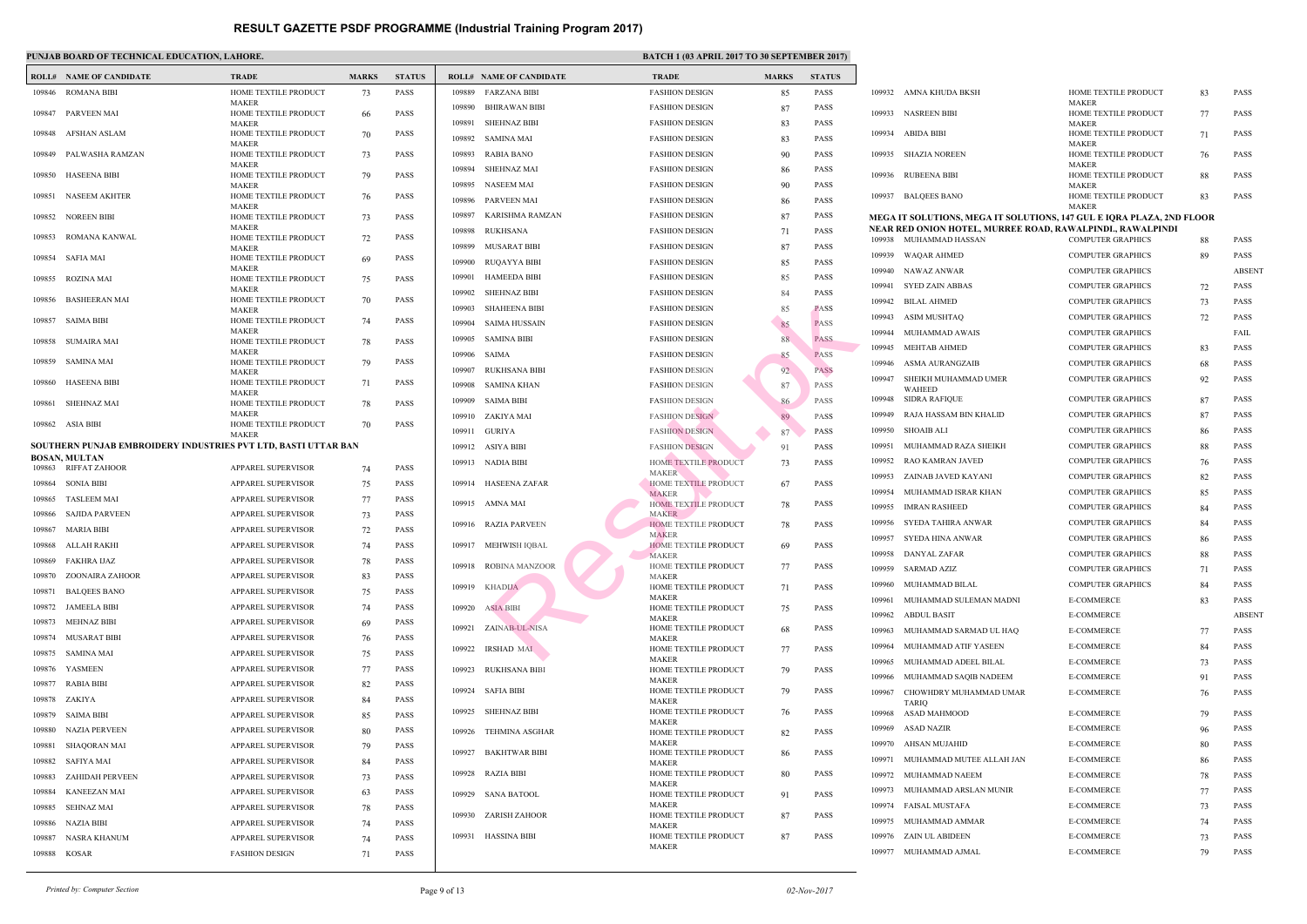# RESULT GAZETTE PSDF PROGRAMME (Industrial Training Program 2017)

**PUNJAB BOARD OF TECHNICAL EDUCATION, LAHORE.**

**BATCH 1 (03 APRIL 2017 TO 30 SEPTEMBER 2017)**

| ROLL# | NAME OF CANDIDATE | TRADE | MARKS | STATUS |
|---|---|---|---|---|
| 109846 | ROMANA BIBI | HOME TEXTILE PRODUCT MAKER | 73 | PASS |
| 109847 | PARVEEN MAI | HOME TEXTILE PRODUCT MAKER | 66 | PASS |
| 109848 | AFSHAN ASLAM | HOME TEXTILE PRODUCT MAKER | 70 | PASS |
| 109849 | PALWASHA RAMZAN | HOME TEXTILE PRODUCT MAKER | 73 | PASS |
| 109850 | HASEENA BIBI | HOME TEXTILE PRODUCT MAKER | 79 | PASS |
| 109851 | NASEEM AKHTER | HOME TEXTILE PRODUCT MAKER | 76 | PASS |
| 109852 | NOREEN BIBI | HOME TEXTILE PRODUCT MAKER | 73 | PASS |
| 109853 | ROMANA KANWAL | HOME TEXTILE PRODUCT MAKER | 72 | PASS |
| 109854 | SAFIA MAI | HOME TEXTILE PRODUCT MAKER | 69 | PASS |
| 109855 | ROZINA MAI | HOME TEXTILE PRODUCT MAKER | 75 | PASS |
| 109856 | BASHEERAN MAI | HOME TEXTILE PRODUCT MAKER | 70 | PASS |
| 109857 | SAIMA BIBI | HOME TEXTILE PRODUCT MAKER | 74 | PASS |
| 109858 | SUMAIRA MAI | HOME TEXTILE PRODUCT MAKER | 78 | PASS |
| 109859 | SAMINA MAI | HOME TEXTILE PRODUCT MAKER | 79 | PASS |
| 109860 | HASEENA BIBI | HOME TEXTILE PRODUCT MAKER | 71 | PASS |
| 109861 | SHEHNAZ MAI | HOME TEXTILE PRODUCT MAKER | 78 | PASS |
| 109862 | ASIA BIBI | HOME TEXTILE PRODUCT MAKER | 70 | PASS |

**SOUTHERN PUNJAB EMBROIDERY INDUSTRIES PVT LTD, BASTI UTTAR BAN BOSAN, MULTAN**

| ROLL# | NAME OF CANDIDATE | TRADE | MARKS | STATUS |
|---|---|---|---|---|
| 109863 | RIFFAT ZAHOOR | APPAREL SUPERVISOR | 74 | PASS |
| 109864 | SONIA BIBI | APPAREL SUPERVISOR | 75 | PASS |
| 109865 | TASLEEM MAI | APPAREL SUPERVISOR | 77 | PASS |
| 109866 | SAJIDA PARVEEN | APPAREL SUPERVISOR | 73 | PASS |
| 109867 | MARIA BIBI | APPAREL SUPERVISOR | 72 | PASS |
| 109868 | ALLAH RAKHI | APPAREL SUPERVISOR | 74 | PASS |
| 109869 | FAKHRA IJAZ | APPAREL SUPERVISOR | 78 | PASS |
| 109870 | ZOONAIRA ZAHOOR | APPAREL SUPERVISOR | 83 | PASS |
| 109871 | BALQEES BANO | APPAREL SUPERVISOR | 75 | PASS |
| 109872 | JAMEELA BIBI | APPAREL SUPERVISOR | 74 | PASS |
| 109873 | MEHNAZ BIBI | APPAREL SUPERVISOR | 69 | PASS |
| 109874 | MUSARAT BIBI | APPAREL SUPERVISOR | 76 | PASS |
| 109875 | SAMINA MAI | APPAREL SUPERVISOR | 75 | PASS |
| 109876 | YASMEEN | APPAREL SUPERVISOR | 77 | PASS |
| 109877 | RABIA BIBI | APPAREL SUPERVISOR | 82 | PASS |
| 109878 | ZAKIYA | APPAREL SUPERVISOR | 84 | PASS |
| 109879 | SAIMA BIBI | APPAREL SUPERVISOR | 85 | PASS |
| 109880 | NAZIA PERVEEN | APPAREL SUPERVISOR | 80 | PASS |
| 109881 | SHAQORAN MAI | APPAREL SUPERVISOR | 79 | PASS |
| 109882 | SAFIYA MAI | APPAREL SUPERVISOR | 84 | PASS |
| 109883 | ZAHIDAH PERVEEN | APPAREL SUPERVISOR | 73 | PASS |
| 109884 | KANEEZAN MAI | APPAREL SUPERVISOR | 63 | PASS |
| 109885 | SEHNAZ MAI | APPAREL SUPERVISOR | 78 | PASS |
| 109886 | NAZIA BIBI | APPAREL SUPERVISOR | 74 | PASS |
| 109887 | NASRA KHANUM | APPAREL SUPERVISOR | 74 | PASS |
| 109888 | KOSAR | FASHION DESIGN | 71 | PASS |
| 109889 | FARZANA BIBI | FASHION DESIGN | 85 | PASS |
| 109890 | BHIRAWAN BIBI | FASHION DESIGN | 87 | PASS |
| 109891 | SHEHNAZ BIBI | FASHION DESIGN | 83 | PASS |
| 109892 | SAMINA MAI | FASHION DESIGN | 83 | PASS |
| 109893 | RABIA BANO | FASHION DESIGN | 90 | PASS |
| 109894 | SHEHNAZ MAI | FASHION DESIGN | 86 | PASS |
| 109895 | NASEEM MAI | FASHION DESIGN | 90 | PASS |
| 109896 | PARVEEN MAI | FASHION DESIGN | 86 | PASS |
| 109897 | KARISHMA RAMZAN | FASHION DESIGN | 87 | PASS |
| 109898 | RUKHSANA | FASHION DESIGN | 71 | PASS |
| 109899 | MUSARAT BIBI | FASHION DESIGN | 87 | PASS |
| 109900 | RUQAYYA BIBI | FASHION DESIGN | 85 | PASS |
| 109901 | HAMEEDA BIBI | FASHION DESIGN | 85 | PASS |
| 109902 | SHEHNAZ BIBI | FASHION DESIGN | 84 | PASS |
| 109903 | SHAHEENA BIBI | FASHION DESIGN | 85 | PASS |
| 109904 | SAIMA HUSSAIN | FASHION DESIGN | 85 | PASS |
| 109905 | SAMINA BIBI | FASHION DESIGN | 88 | PASS |
| 109906 | SAIMA | FASHION DESIGN | 85 | PASS |
| 109907 | RUKHSANA BIBI | FASHION DESIGN | 92 | PASS |
| 109908 | SAMINA KHAN | FASHION DESIGN | 87 | PASS |
| 109909 | SAIMA BIBI | FASHION DESIGN | 86 | PASS |
| 109910 | ZAKIYA MAI | FASHION DESIGN | 89 | PASS |
| 109911 | GURIYA | FASHION DESIGN | 87 | PASS |
| 109912 | ASIYA BIBI | FASHION DESIGN | 91 | PASS |
| 109913 | NADIA BIBI | HOME TEXTILE PRODUCT MAKER | 73 | PASS |
| 109914 | HASEENA ZAFAR | HOME TEXTILE PRODUCT MAKER | 67 | PASS |
| 109915 | AMNA MAI | HOME TEXTILE PRODUCT MAKER | 78 | PASS |
| 109916 | RAZIA PARVEEN | HOME TEXTILE PRODUCT MAKER | 78 | PASS |
| 109917 | MEHWISH IQBAL | HOME TEXTILE PRODUCT MAKER | 69 | PASS |
| 109918 | ROBINA MANZOOR | HOME TEXTILE PRODUCT MAKER | 77 | PASS |
| 109919 | KHADIJA | HOME TEXTILE PRODUCT MAKER | 71 | PASS |
| 109920 | ASIA BIBI | HOME TEXTILE PRODUCT MAKER | 75 | PASS |
| 109921 | ZAINAB-UL-NISA | HOME TEXTILE PRODUCT MAKER | 68 | PASS |
| 109922 | IRSHAD MAI | HOME TEXTILE PRODUCT MAKER | 77 | PASS |
| 109923 | RUKHSANA BIBI | HOME TEXTILE PRODUCT MAKER | 79 | PASS |
| 109924 | SAFIA BIBI | HOME TEXTILE PRODUCT MAKER | 79 | PASS |
| 109925 | SHEHNAZ BIBI | HOME TEXTILE PRODUCT MAKER | 76 | PASS |
| 109926 | TEHMINA ASGHAR | HOME TEXTILE PRODUCT MAKER | 82 | PASS |
| 109927 | BAKHTWAR BIBI | HOME TEXTILE PRODUCT MAKER | 86 | PASS |
| 109928 | RAZIA BIBI | HOME TEXTILE PRODUCT MAKER | 80 | PASS |
| 109929 | SANA BATOOL | HOME TEXTILE PRODUCT MAKER | 91 | PASS |
| 109930 | ZARISH ZAHOOR | HOME TEXTILE PRODUCT MAKER | 87 | PASS |
| 109931 | HASSINA BIBI | HOME TEXTILE PRODUCT MAKER | 87 | PASS |
| 109932 | AMNA KHUDA BKSH | HOME TEXTILE PRODUCT MAKER | 83 | PASS |
| 109933 | NASREEN BIBI | HOME TEXTILE PRODUCT MAKER | 77 | PASS |
| 109934 | ABIDA BIBI | HOME TEXTILE PRODUCT MAKER | 71 | PASS |
| 109935 | SHAZIA NOREEN | HOME TEXTILE PRODUCT MAKER | 76 | PASS |
| 109936 | RUBEENA BIBI | HOME TEXTILE PRODUCT MAKER | 88 | PASS |
| 109937 | BALQEES BANO | HOME TEXTILE PRODUCT MAKER | 83 | PASS |

**MEGA IT SOLUTIONS, MEGA IT SOLUTIONS, 147 GUL E IQRA PLAZA, 2ND FLOOR NEAR RED ONION HOTEL, MURREE ROAD, RAWALPINDI., RAWALPINDI**

| ROLL# | NAME OF CANDIDATE | TRADE | MARKS | STATUS |
|---|---|---|---|---|
| 109938 | MUHAMMAD HASSAN | COMPUTER GRAPHICS | 88 | PASS |
| 109939 | WAQAR AHMED | COMPUTER GRAPHICS | 89 | PASS |
| 109940 | NAWAZ ANWAR | COMPUTER GRAPHICS | | ABSENT |
| 109941 | SYED ZAIN ABBAS | COMPUTER GRAPHICS | 72 | PASS |
| 109942 | BILAL AHMED | COMPUTER GRAPHICS | 73 | PASS |
| 109943 | ASIM MUSHTAQ | COMPUTER GRAPHICS | 72 | PASS |
| 109944 | MUHAMMAD AWAIS | COMPUTER GRAPHICS | | FAIL |
| 109945 | MEHTAB AHMED | COMPUTER GRAPHICS | 83 | PASS |
| 109946 | ASMA AURANGZAIB | COMPUTER GRAPHICS | 68 | PASS |
| 109947 | SHEIKH MUHAMMAD UMER WAHEED | COMPUTER GRAPHICS | 92 | PASS |
| 109948 | SIDRA RAFIQUE | COMPUTER GRAPHICS | 87 | PASS |
| 109949 | RAJA HASSAM BIN KHALID | COMPUTER GRAPHICS | 87 | PASS |
| 109950 | SHOAIB ALI | COMPUTER GRAPHICS | 86 | PASS |
| 109951 | MUHAMMAD RAZA SHEIKH | COMPUTER GRAPHICS | 88 | PASS |
| 109952 | RAO KAMRAN JAVED | COMPUTER GRAPHICS | 76 | PASS |
| 109953 | ZAINAB JAVED KAYANI | COMPUTER GRAPHICS | 82 | PASS |
| 109954 | MUHAMMAD ISRAR KHAN | COMPUTER GRAPHICS | 85 | PASS |
| 109955 | IMRAN RASHEED | COMPUTER GRAPHICS | 84 | PASS |
| 109956 | SYEDA TAHIRA ANWAR | COMPUTER GRAPHICS | 84 | PASS |
| 109957 | SYEDA HINA ANWAR | COMPUTER GRAPHICS | 86 | PASS |
| 109958 | DANYAL ZAFAR | COMPUTER GRAPHICS | 88 | PASS |
| 109959 | SARMAD AZIZ | COMPUTER GRAPHICS | 71 | PASS |
| 109960 | MUHAMMAD BILAL | COMPUTER GRAPHICS | 84 | PASS |
| 109961 | MUHAMMAD SULEMAN MADNI | E-COMMERCE | 83 | PASS |
| 109962 | ABDUL BASIT | E-COMMERCE | | ABSENT |
| 109963 | MUHAMMAD SARMAD UL HAQ | E-COMMERCE | 77 | PASS |
| 109964 | MUHAMMAD ATIF YASEEN | E-COMMERCE | 84 | PASS |
| 109965 | MUHAMMAD ADEEL BILAL | E-COMMERCE | 73 | PASS |
| 109966 | MUHAMMAD SAQIB NADEEM | E-COMMERCE | 91 | PASS |
| 109967 | CHOWHDRY MUHAMMAD UMAR TARIQ | E-COMMERCE | 76 | PASS |
| 109968 | ASAD MAHMOOD | E-COMMERCE | 79 | PASS |
| 109969 | ASAD NAZIR | E-COMMERCE | 96 | PASS |
| 109970 | AHSAN MUJAHID | E-COMMERCE | 80 | PASS |
| 109971 | MUHAMMAD MUTEE ALLAH JAN | E-COMMERCE | 86 | PASS |
| 109972 | MUHAMMAD NAEEM | E-COMMERCE | 78 | PASS |
| 109973 | MUHAMMAD ARSLAN MUNIR | E-COMMERCE | 77 | PASS |
| 109974 | FAISAL MUSTAFA | E-COMMERCE | 73 | PASS |
| 109975 | MUHAMMAD AMMAR | E-COMMERCE | 74 | PASS |
| 109976 | ZAIN UL ABIDEEN | E-COMMERCE | 73 | PASS |
| 109977 | MUHAMMAD AJMAL | E-COMMERCE | 79 | PASS |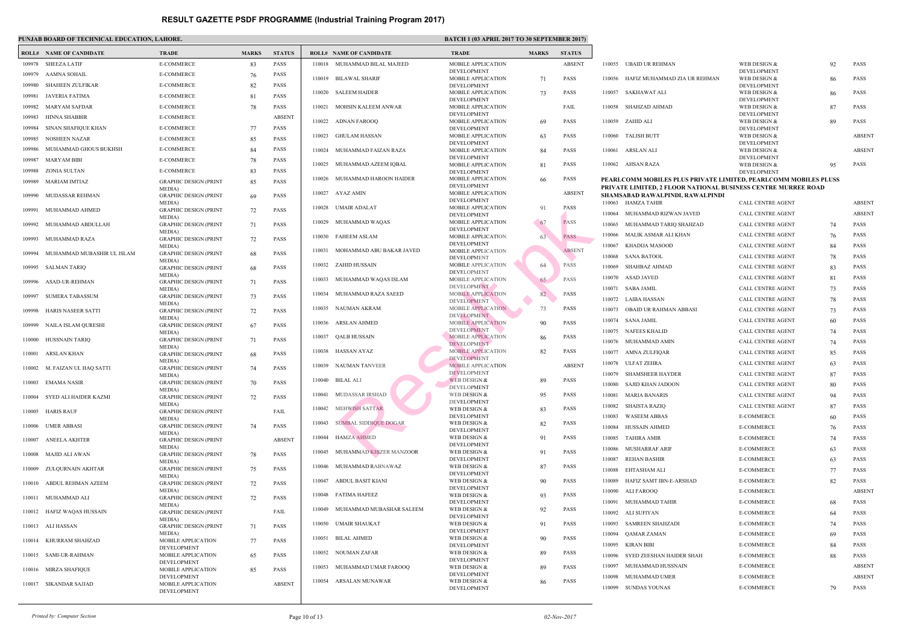# RESULT GAZETTE PSDF PROGRAMME (Industrial Training Program 2017)

**PUNJAB BOARD OF TECHNICAL EDUCATION, LAHORE.** **BATCH 1 (03 APRIL 2017 TO 30 SEPTEMBER 2017)**

| ROLL# | NAME OF CANDIDATE | TRADE | MARKS | STATUS |
|---|---|---|---|---|
| 109978 | SHEEZA LATIF | E-COMMERCE | 83 | PASS |
| 109979 | AAMNA SOHAIL | E-COMMERCE | 76 | PASS |
| 109980 | SHAHEEN ZULFIKAR | E-COMMERCE | 82 | PASS |
| 109981 | JAVERIA FATIMA | E-COMMERCE | 81 | PASS |
| 109982 | MARYAM SAFDAR | E-COMMERCE | 78 | PASS |
| 109983 | HINNA SHABBIR | E-COMMERCE | | ABSENT |
| 109984 | SINAN SHAFIQUE KHAN | E-COMMERCE | 77 | PASS |
| 109985 | NOSHEEN NAZAR | E-COMMERCE | 85 | PASS |
| 109986 | MUHAMMAD GHOUS BUKHSH | E-COMMERCE | 84 | PASS |
| 109987 | MARYAM BIBI | E-COMMERCE | 78 | PASS |
| 109988 | ZONIA SULTAN | E-COMMERCE | 83 | PASS |
| 109989 | MARIAM IMTIAZ | GRAPHIC DESIGN (PRINT MEDIA) | 85 | PASS |
| 109990 | MUDASSAR REHMAN | GRAPHIC DESIGN (PRINT MEDIA) | 69 | PASS |
| 109991 | MUHAMMAD AHMED | GRAPHIC DESIGN (PRINT MEDIA) | 72 | PASS |
| 109992 | MUHAMMAD ABDULLAH | GRAPHIC DESIGN (PRINT MEDIA) | 71 | PASS |
| 109993 | MUHAMMAD RAZA | GRAPHIC DESIGN (PRINT MEDIA) | 72 | PASS |
| 109994 | MUHAMMAD MUBASHIR UL ISLAM | GRAPHIC DESIGN (PRINT MEDIA) | 68 | PASS |
| 109995 | SALMAN TARIQ | GRAPHIC DESIGN (PRINT MEDIA) | 68 | PASS |
| 109996 | ASAD-UR-REHMAN | GRAPHIC DESIGN (PRINT MEDIA) | 71 | PASS |
| 109997 | SUMERA TABASSUM | GRAPHIC DESIGN (PRINT MEDIA) | 73 | PASS |
| 109998 | HARIS NASEER SATTI | GRAPHIC DESIGN (PRINT MEDIA) | 72 | PASS |
| 109999 | NAILA ISLAM QURESHI | GRAPHIC DESIGN (PRINT MEDIA) | 67 | PASS |
| 110000 | HUSSNAIN TARIQ | GRAPHIC DESIGN (PRINT MEDIA) | 71 | PASS |
| 110001 | ARSLAN KHAN | GRAPHIC DESIGN (PRINT MEDIA) | 68 | PASS |
| 110002 | M. FAIZAN UL HAQ SATTI | GRAPHIC DESIGN (PRINT MEDIA) | 74 | PASS |
| 110003 | EMAMA NASIR | GRAPHIC DESIGN (PRINT MEDIA) | 70 | PASS |
| 110004 | SYED ALI HAIDER KAZMI | GRAPHIC DESIGN (PRINT MEDIA) | 72 | PASS |
| 110005 | HARIS RAUF | GRAPHIC DESIGN (PRINT MEDIA) | | FAIL |
| 110006 | UMER ABBASI | GRAPHIC DESIGN (PRINT MEDIA) | 74 | PASS |
| 110007 | ANEELA AKHTER | GRAPHIC DESIGN (PRINT MEDIA) | | ABSENT |
| 110008 | MAJID ALI AWAN | GRAPHIC DESIGN (PRINT MEDIA) | 78 | PASS |
| 110009 | ZULQURNAIN AKHTAR | GRAPHIC DESIGN (PRINT MEDIA) | 75 | PASS |
| 110010 | ABDUL REHMAN AZEEM | GRAPHIC DESIGN (PRINT MEDIA) | 72 | PASS |
| 110011 | MUHAMMAD ALI | GRAPHIC DESIGN (PRINT MEDIA) | 72 | PASS |
| 110012 | HAFIZ WAQAS HUSSAIN | GRAPHIC DESIGN (PRINT MEDIA) | | FAIL |
| 110013 | ALI HASSAN | GRAPHIC DESIGN (PRINT MEDIA) | 71 | PASS |
| 110014 | KHURRAM SHAHZAD | MOBILE APPLICATION DEVELOPMENT | 77 | PASS |
| 110015 | SAMI-UR-RAHMAN | MOBILE APPLICATION DEVELOPMENT | 65 | PASS |
| 110016 | MIRZA SHAFIQUE | MOBILE APPLICATION DEVELOPMENT | 85 | PASS |
| 110017 | SIKANDAR SAJJAD | MOBILE APPLICATION DEVELOPMENT | | ABSENT |
| 110018 | MUHAMMAD BILAL MAJEED | MOBILE APPLICATION DEVELOPMENT | | ABSENT |
| 110019 | BILAWAL SHARIF | MOBILE APPLICATION DEVELOPMENT | 71 | PASS |
| 110020 | SALEEM HAIDER | MOBILE APPLICATION DEVELOPMENT | 73 | PASS |
| 110021 | MOHSIN KALEEM ANWAR | MOBILE APPLICATION DEVELOPMENT | | FAIL |
| 110022 | ADNAN FAROOQ | MOBILE APPLICATION DEVELOPMENT | 69 | PASS |
| 110023 | GHULAM HASSAN | MOBILE APPLICATION DEVELOPMENT | 63 | PASS |
| 110024 | MUHAMMAD FAIZAN RAZA | MOBILE APPLICATION DEVELOPMENT | 84 | PASS |
| 110025 | MUHAMMAD AZEEM IQBAL | MOBILE APPLICATION DEVELOPMENT | 81 | PASS |
| 110026 | MUHAMMAD HAROON HAIDER | MOBILE APPLICATION DEVELOPMENT | 66 | PASS |
| 110027 | AYAZ AMIN | MOBILE APPLICATION DEVELOPMENT | | ABSENT |
| 110028 | UMAIR ADALAT | MOBILE APPLICATION DEVELOPMENT | 91 | PASS |
| 110029 | MUHAMMAD WAQAS | MOBILE APPLICATION DEVELOPMENT | 67 | PASS |
| 110030 | FAHEEM ASLAM | MOBILE APPLICATION DEVELOPMENT | 63 | PASS |
| 110031 | MOHAMMAD ABU BAKAR JAVED | MOBILE APPLICATION DEVELOPMENT | | ABSENT |
| 110032 | ZAHID HUSSAIN | MOBILE APPLICATION DEVELOPMENT | 64 | PASS |
| 110033 | MUHAMMAD WAQAS ISLAM | MOBILE APPLICATION DEVELOPMENT | 65 | PASS |
| 110034 | MUHAMMAD RAZA SAEED | MOBILE APPLICATION DEVELOPMENT | 82 | PASS |
| 110035 | NAUMAN AKRAM | MOBILE APPLICATION DEVELOPMENT | 73 | PASS |
| 110036 | ARSLAN AHMED | MOBILE APPLICATION DEVELOPMENT | 90 | PASS |
| 110037 | QALB HUSSAIN | MOBILE APPLICATION DEVELOPMENT | 86 | PASS |
| 110038 | HASSAN AYAZ | MOBILE APPLICATION DEVELOPMENT | 82 | PASS |
| 110039 | NAUMAN TANVEER | MOBILE APPLICATION DEVELOPMENT | | ABSENT |
| 110040 | BILAL ALI | WEB DESIGN & DEVELOPMENT | 89 | PASS |
| 110041 | MUDASSAR IRSHAD | WEB DESIGN & DEVELOPMENT | 95 | PASS |
| 110042 | MEHWISH SATTAR | WEB DESIGN & DEVELOPMENT | 83 | PASS |
| 110043 | SUMBAL SIDDIQUE DOGAR | WEB DESIGN & DEVELOPMENT | 82 | PASS |
| 110044 | HAMZA AHMED | WEB DESIGN & DEVELOPMENT | 91 | PASS |
| 110045 | MUHAMMAD KHIZER MANZOOR | WEB DESIGN & DEVELOPMENT | 91 | PASS |
| 110046 | MUHAMMAD RABNAWAZ | WEB DESIGN & DEVELOPMENT | 87 | PASS |
| 110047 | ABDUL BASIT KIANI | WEB DESIGN & DEVELOPMENT | 90 | PASS |
| 110048 | FATIMA HAFEEZ | WEB DESIGN & DEVELOPMENT | 93 | PASS |
| 110049 | MUHAMMAD MUBASHAR SALEEM | WEB DESIGN & DEVELOPMENT | 92 | PASS |
| 110050 | UMAIR SHAUKAT | WEB DESIGN & DEVELOPMENT | 91 | PASS |
| 110051 | BILAL AHMED | WEB DESIGN & DEVELOPMENT | 90 | PASS |
| 110052 | NOUMAN ZAFAR | WEB DESIGN & DEVELOPMENT | 89 | PASS |
| 110053 | MUHAMMAD UMAR FAROOQ | WEB DESIGN & DEVELOPMENT | 89 | PASS |
| 110054 | ARSALAN MUNAWAR | WEB DESIGN & DEVELOPMENT | 86 | PASS |
| 110055 | UBAID UR REHMAN | WEB DESIGN & DEVELOPMENT | 92 | PASS |
| 110056 | HAFIZ MUHAMMAD ZIA UR REHMAN | WEB DESIGN & DEVELOPMENT | 86 | PASS |
| 110057 | SAKHAWAT ALI | WEB DESIGN & DEVELOPMENT | 86 | PASS |
| 110058 | SHAHZAD AHMAD | WEB DESIGN & DEVELOPMENT | 87 | PASS |
| 110059 | ZAHID ALI | WEB DESIGN & DEVELOPMENT | 89 | PASS |
| 110060 | TALISH BUTT | WEB DESIGN & DEVELOPMENT | | ABSENT |
| 110061 | ARSLAN ALI | WEB DESIGN & DEVELOPMENT | | ABSENT |
| 110062 | AHSAN RAZA | WEB DESIGN & DEVELOPMENT | 95 | PASS |

**PEARLCOMM MOBILES PLUS PRIVATE LIMITED, PEARLCOMM MOBILES PLUSS PRIVATE LIMITED, 2 FLOOR NATIONAL BUSINESS CENTRE MURREE ROAD SHAMSABAD RAWALPINDI, RAWALPINDI**

| ROLL# | NAME OF CANDIDATE | TRADE | MARKS | STATUS |
|---|---|---|---|---|
| 110063 | HAMZA TAHIR | CALL CENTRE AGENT | | ABSENT |
| 110064 | MUHAMMAD RIZWAN JAVED | CALL CENTRE AGENT | | ABSENT |
| 110065 | MUHAMMAD TARIQ SHAHZAD | CALL CENTRE AGENT | 74 | PASS |
| 110066 | MALIK ASMAR ALI KHAN | CALL CENTRE AGENT | 76 | PASS |
| 110067 | KHADIJA MASOOD | CALL CENTRE AGENT | 84 | PASS |
| 110068 | SANA BATOOL | CALL CENTRE AGENT | 78 | PASS |
| 110069 | SHAHBAZ AHMAD | CALL CENTRE AGENT | 83 | PASS |
| 110070 | ASAD JAVED | CALL CENTRE AGENT | 81 | PASS |
| 110071 | SABA JAMIL | CALL CENTRE AGENT | 73 | PASS |
| 110072 | LAIBA HASSAN | CALL CENTRE AGENT | 78 | PASS |
| 110073 | OBAID UR RAHMAN ABBASI | CALL CENTRE AGENT | 73 | PASS |
| 110074 | SANA JAMIL | CALL CENTRE AGENT | 60 | PASS |
| 110075 | NAFEES KHALID | CALL CENTRE AGENT | 74 | PASS |
| 110076 | MUHAMMAD AMIN | CALL CENTRE AGENT | 74 | PASS |
| 110077 | AMNA ZULFIQAR | CALL CENTRE AGENT | 85 | PASS |
| 110078 | ULFAT ZEHRA | CALL CENTRE AGENT | 63 | PASS |
| 110079 | SHAMSHEER HAYDER | CALL CENTRE AGENT | 87 | PASS |
| 110080 | SAJID KHAN JADOON | CALL CENTRE AGENT | 80 | PASS |
| 110081 | MARIA BANARIS | CALL CENTRE AGENT | 94 | PASS |
| 110082 | SHAISTA RAZIQ | CALL CENTRE AGENT | 87 | PASS |
| 110083 | WASEEM ABBAS | E-COMMERCE | 60 | PASS |
| 110084 | HUSSAIN AHMED | E-COMMERCE | 76 | PASS |
| 110085 | TAHIRA AMIR | E-COMMERCE | 74 | PASS |
| 110086 | MUSHARRAF ARIF | E-COMMERCE | 63 | PASS |
| 110087 | REHAN BASHIR | E-COMMERCE | 63 | PASS |
| 110088 | EHTASHAM ALI | E-COMMERCE | 77 | PASS |
| 110089 | HAFIZ SAMT IBN-E-ARSHAD | E-COMMERCE | 82 | PASS |
| 110090 | ALI FAROOQ | E-COMMERCE | | ABSENT |
| 110091 | MUHAMMAD TAHIR | E-COMMERCE | 68 | PASS |
| 110092 | ALI SUFIYAN | E-COMMERCE | 64 | PASS |
| 110093 | SAMREEN SHAHZADI | E-COMMERCE | 74 | PASS |
| 110094 | QAMAR ZAMAN | E-COMMERCE | 69 | PASS |
| 110095 | KIRAN BIBI | E-COMMERCE | 84 | PASS |
| 110096 | SYED ZEESHAN HAIDER SHAH | E-COMMERCE | 88 | PASS |
| 110097 | MUHAMMAD HUSSNAIN | E-COMMERCE | | ABSENT |
| 110098 | MUHAMMAD UMER | E-COMMERCE | | ABSENT |
| 110099 | SUNDAS YOUNAS | E-COMMERCE | 79 | PASS |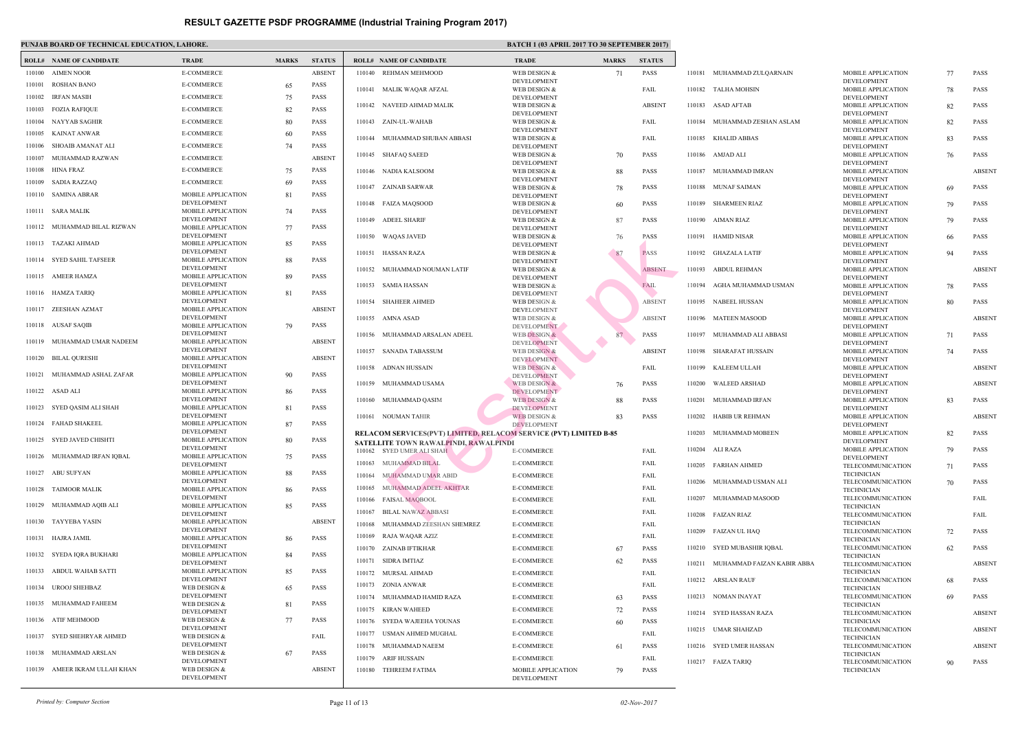# RESULT GAZETTE PSDF PROGRAMME (Industrial Training Program 2017)

**PUNJAB BOARD OF TECHNICAL EDUCATION, LAHORE.**

**BATCH 1 (03 APRIL 2017 TO 30 SEPTEMBER 2017)**

| ROLL# | NAME OF CANDIDATE | TRADE | MARKS | STATUS |
|---|---|---|---|---|
| 110100 | AIMEN NOOR | E-COMMERCE | | ABSENT |
| 110101 | ROSHAN BANO | E-COMMERCE | 65 | PASS |
| 110102 | IRFAN MASIH | E-COMMERCE | 75 | PASS |
| 110103 | FOZIA RAFIQUE | E-COMMERCE | 82 | PASS |
| 110104 | NAYYAB SAGHIR | E-COMMERCE | 80 | PASS |
| 110105 | KAINAT ANWAR | E-COMMERCE | 60 | PASS |
| 110106 | SHOAIB AMANAT ALI | E-COMMERCE | 74 | PASS |
| 110107 | MUHAMMAD RAZWAN | E-COMMERCE | | ABSENT |
| 110108 | HINA FRAZ | E-COMMERCE | 75 | PASS |
| 110109 | SADIA RAZZAQ | E-COMMERCE | 69 | PASS |
| 110110 | SAMINA ABRAR | MOBILE APPLICATION DEVELOPMENT | 81 | PASS |
| 110111 | SARA MALIK | MOBILE APPLICATION DEVELOPMENT | 74 | PASS |
| 110112 | MUHAMMAD BILAL RIZWAN | MOBILE APPLICATION DEVELOPMENT | 77 | PASS |
| 110113 | TAZAKI AHMAD | MOBILE APPLICATION DEVELOPMENT | 85 | PASS |
| 110114 | SYED SAHIL TAFSEER | MOBILE APPLICATION DEVELOPMENT | 88 | PASS |
| 110115 | AMEER HAMZA | MOBILE APPLICATION DEVELOPMENT | 89 | PASS |
| 110116 | HAMZA TARIQ | MOBILE APPLICATION DEVELOPMENT | 81 | PASS |
| 110117 | ZEESHAN AZMAT | MOBILE APPLICATION DEVELOPMENT | | ABSENT |
| 110118 | AUSAF SAQIB | MOBILE APPLICATION DEVELOPMENT | 79 | PASS |
| 110119 | MUHAMMAD UMAR NADEEM | MOBILE APPLICATION DEVELOPMENT | | ABSENT |
| 110120 | BILAL QURESHI | MOBILE APPLICATION DEVELOPMENT | | ABSENT |
| 110121 | MUHAMMAD ASHAL ZAFAR | MOBILE APPLICATION DEVELOPMENT | 90 | PASS |
| 110122 | ASAD ALI | MOBILE APPLICATION DEVELOPMENT | 86 | PASS |
| 110123 | SYED QASIM ALI SHAH | MOBILE APPLICATION DEVELOPMENT | 81 | PASS |
| 110124 | FAHAD SHAKEEL | MOBILE APPLICATION DEVELOPMENT | 87 | PASS |
| 110125 | SYED JAVED CHISHTI | MOBILE APPLICATION DEVELOPMENT | 80 | PASS |
| 110126 | MUHAMMAD IRFAN IQBAL | MOBILE APPLICATION DEVELOPMENT | 75 | PASS |
| 110127 | ABU SUFYAN | MOBILE APPLICATION DEVELOPMENT | 88 | PASS |
| 110128 | TAIMOOR MALIK | MOBILE APPLICATION DEVELOPMENT | 86 | PASS |
| 110129 | MUHAMMAD AQIB ALI | MOBILE APPLICATION DEVELOPMENT | 85 | PASS |
| 110130 | TAYYEBA YASIN | MOBILE APPLICATION DEVELOPMENT | | ABSENT |
| 110131 | HAJRA JAMIL | MOBILE APPLICATION DEVELOPMENT | 86 | PASS |
| 110132 | SYEDA IQRA BUKHARI | MOBILE APPLICATION DEVELOPMENT | 84 | PASS |
| 110133 | ABDUL WAHAB SATTI | MOBILE APPLICATION DEVELOPMENT | 85 | PASS |
| 110134 | UROOJ SHEHBAZ | WEB DESIGN & DEVELOPMENT | 65 | PASS |
| 110135 | MUHAMMAD FAHEEM | WEB DESIGN & DEVELOPMENT | 81 | PASS |
| 110136 | ATIF MEHMOOD | WEB DESIGN & DEVELOPMENT | 77 | PASS |
| 110137 | SYED SHEHRYAR AHMED | WEB DESIGN & DEVELOPMENT | | FAIL |
| 110138 | MUHAMMAD ARSLAN | WEB DESIGN & DEVELOPMENT | 67 | PASS |
| 110139 | AMEER IKRAM ULLAH KHAN | WEB DESIGN & DEVELOPMENT | | ABSENT |
| 110140 | REHMAN MEHMOOD | WEB DESIGN & DEVELOPMENT | 71 | PASS |
| 110141 | MALIK WAQAR AFZAL | WEB DESIGN & DEVELOPMENT | | FAIL |
| 110142 | NAVEED AHMAD MALIK | WEB DESIGN & DEVELOPMENT | | ABSENT |
| 110143 | ZAIN-UL-WAHAB | WEB DESIGN & DEVELOPMENT | | FAIL |
| 110144 | MUHAMMAD SHUBAN ABBASI | WEB DESIGN & DEVELOPMENT | | FAIL |
| 110145 | SHAFAQ SAEED | WEB DESIGN & DEVELOPMENT | 70 | PASS |
| 110146 | NADIA KALSOOM | WEB DESIGN & DEVELOPMENT | 88 | PASS |
| 110147 | ZAINAB SARWAR | WEB DESIGN & DEVELOPMENT | 78 | PASS |
| 110148 | FAIZA MAQSOOD | WEB DESIGN & DEVELOPMENT | 60 | PASS |
| 110149 | ADEEL SHARIF | WEB DESIGN & DEVELOPMENT | 87 | PASS |
| 110150 | WAQAS JAVED | WEB DESIGN & DEVELOPMENT | 76 | PASS |
| 110151 | HASSAN RAZA | WEB DESIGN & DEVELOPMENT | 87 | PASS |
| 110152 | MUHAMMAD NOUMAN LATIF | WEB DESIGN & DEVELOPMENT | | ABSENT |
| 110153 | SAMIA HASSAN | WEB DESIGN & DEVELOPMENT | | FAIL |
| 110154 | SHAHEER AHMED | WEB DESIGN & DEVELOPMENT | | ABSENT |
| 110155 | AMNA ASAD | WEB DESIGN & DEVELOPMENT | | ABSENT |
| 110156 | MUHAMMAD ARSALAN ADEEL | WEB DESIGN & DEVELOPMENT | 87 | PASS |
| 110157 | SANADA TABASSUM | WEB DESIGN & DEVELOPMENT | | ABSENT |
| 110158 | ADNAN HUSSAIN | WEB DESIGN & DEVELOPMENT | | FAIL |
| 110159 | MUHAMMAD USAMA | WEB DESIGN & DEVELOPMENT | 76 | PASS |
| 110160 | MUHAMMAD QASIM | WEB DESIGN & DEVELOPMENT | 88 | PASS |
| 110161 | NOUMAN TAHIR | WEB DESIGN & DEVELOPMENT | 83 | PASS |

**RELACOM SERVICES(PVT) LIMITED, RELACOM SERVICE (PVT) LIMITED B-85 SATELLITE TOWN RAWALPINDI, RAWALPINDI**

| ROLL# | NAME OF CANDIDATE | TRADE | MARKS | STATUS |
|---|---|---|---|---|
| 110162 | SYED UMER ALI SHAH | E-COMMERCE | | FAIL |
| 110163 | MUHAMMAD BILAL | E-COMMERCE | | FAIL |
| 110164 | MUHAMMAD UMAR ABID | E-COMMERCE | | FAIL |
| 110165 | MUHAMMAD ADEEL AKHTAR | E-COMMERCE | | FAIL |
| 110166 | FAISAL MAQBOOL | E-COMMERCE | | FAIL |
| 110167 | BILAL NAWAZ ABBASI | E-COMMERCE | | FAIL |
| 110168 | MUHAMMAD ZEESHAN SHEMREZ | E-COMMERCE | | FAIL |
| 110169 | RAJA WAQAR AZIZ | E-COMMERCE | | FAIL |
| 110170 | ZAINAB IFTIKHAR | E-COMMERCE | 67 | PASS |
| 110171 | SIDRA IMTIAZ | E-COMMERCE | 62 | PASS |
| 110172 | MURSAL AHMAD | E-COMMERCE | | FAIL |
| 110173 | ZONIA ANWAR | E-COMMERCE | | FAIL |
| 110174 | MUHAMMAD HAMID RAZA | E-COMMERCE | 63 | PASS |
| 110175 | KIRAN WAHEED | E-COMMERCE | 72 | PASS |
| 110176 | SYEDA WAJEEHA YOUNAS | E-COMMERCE | 60 | PASS |
| 110177 | USMAN AHMED MUGHAL | E-COMMERCE | | FAIL |
| 110178 | MUHAMMAD NAEEM | E-COMMERCE | 61 | PASS |
| 110179 | ARIF HUSSAIN | E-COMMERCE | | FAIL |
| 110180 | TEHREEM FATIMA | MOBILE APPLICATION DEVELOPMENT | 79 | PASS |
| 110181 | MUHAMMAD ZULQARNAIN | MOBILE APPLICATION DEVELOPMENT | 77 | PASS |
| 110182 | TALHA MOHSIN | MOBILE APPLICATION DEVELOPMENT | 78 | PASS |
| 110183 | ASAD AFTAB | MOBILE APPLICATION DEVELOPMENT | 82 | PASS |
| 110184 | MUHAMMAD ZESHAN ASLAM | MOBILE APPLICATION DEVELOPMENT | 82 | PASS |
| 110185 | KHALID ABBAS | MOBILE APPLICATION DEVELOPMENT | 83 | PASS |
| 110186 | AMJAD ALI | MOBILE APPLICATION DEVELOPMENT | 76 | PASS |
| 110187 | MUHAMMAD IMRAN | MOBILE APPLICATION DEVELOPMENT | | ABSENT |
| 110188 | MUNAF SAIMAN | MOBILE APPLICATION DEVELOPMENT | 69 | PASS |
| 110189 | SHARMEEN RIAZ | MOBILE APPLICATION DEVELOPMENT | 79 | PASS |
| 110190 | AIMAN RIAZ | MOBILE APPLICATION DEVELOPMENT | 79 | PASS |
| 110191 | HAMID NISAR | MOBILE APPLICATION DEVELOPMENT | 66 | PASS |
| 110192 | GHAZALA LATIF | MOBILE APPLICATION DEVELOPMENT | 94 | PASS |
| 110193 | ABDUL REHMAN | MOBILE APPLICATION DEVELOPMENT | | ABSENT |
| 110194 | AGHA MUHAMMAD USMAN | MOBILE APPLICATION DEVELOPMENT | 78 | PASS |
| 110195 | NABEEL HUSSAN | MOBILE APPLICATION DEVELOPMENT | 80 | PASS |
| 110196 | MATEEN MASOOD | MOBILE APPLICATION DEVELOPMENT | | ABSENT |
| 110197 | MUHAMMAD ALI ABBASI | MOBILE APPLICATION DEVELOPMENT | 71 | PASS |
| 110198 | SHARAFAT HUSSAIN | MOBILE APPLICATION DEVELOPMENT | 74 | PASS |
| 110199 | KALEEM ULLAH | MOBILE APPLICATION DEVELOPMENT | | ABSENT |
| 110200 | WALEED ARSHAD | MOBILE APPLICATION DEVELOPMENT | | ABSENT |
| 110201 | MUHAMMAD IRFAN | MOBILE APPLICATION DEVELOPMENT | 83 | PASS |
| 110202 | HABIB UR REHMAN | MOBILE APPLICATION DEVELOPMENT | | ABSENT |
| 110203 | MUHAMMAD MOBEEN | MOBILE APPLICATION DEVELOPMENT | 82 | PASS |
| 110204 | ALI RAZA | MOBILE APPLICATION DEVELOPMENT | 79 | PASS |
| 110205 | FARHAN AHMED | TELECOMMUNICATION TECHNICIAN | 71 | PASS |
| 110206 | MUHAMMAD USMAN ALI | TELECOMMUNICATION TECHNICIAN | 70 | PASS |
| 110207 | MUHAMMAD MASOOD | TELECOMMUNICATION TECHNICIAN | | FAIL |
| 110208 | FAIZAN RIAZ | TELECOMMUNICATION TECHNICIAN | | FAIL |
| 110209 | FAIZAN UL HAQ | TELECOMMUNICATION TECHNICIAN | 72 | PASS |
| 110210 | SYED MUBASHIR IQBAL | TELECOMMUNICATION TECHNICIAN | 62 | PASS |
| 110211 | MUHAMMAD FAIZAN KABIR ABBA | TELECOMMUNICATION TECHNICIAN | | ABSENT |
| 110212 | ARSLAN RAUF | TELECOMMUNICATION TECHNICIAN | 68 | PASS |
| 110213 | NOMAN INAYAT | TELECOMMUNICATION TECHNICIAN | 69 | PASS |
| 110214 | SYED HASSAN RAZA | TELECOMMUNICATION TECHNICIAN | | ABSENT |
| 110215 | UMAR SHAHZAD | TELECOMMUNICATION TECHNICIAN | | ABSENT |
| 110216 | SYED UMER HASSAN | TELECOMMUNICATION TECHNICIAN | | ABSENT |
| 110217 | FAIZA TARIQ | TELECOMMUNICATION TECHNICIAN | 90 | PASS |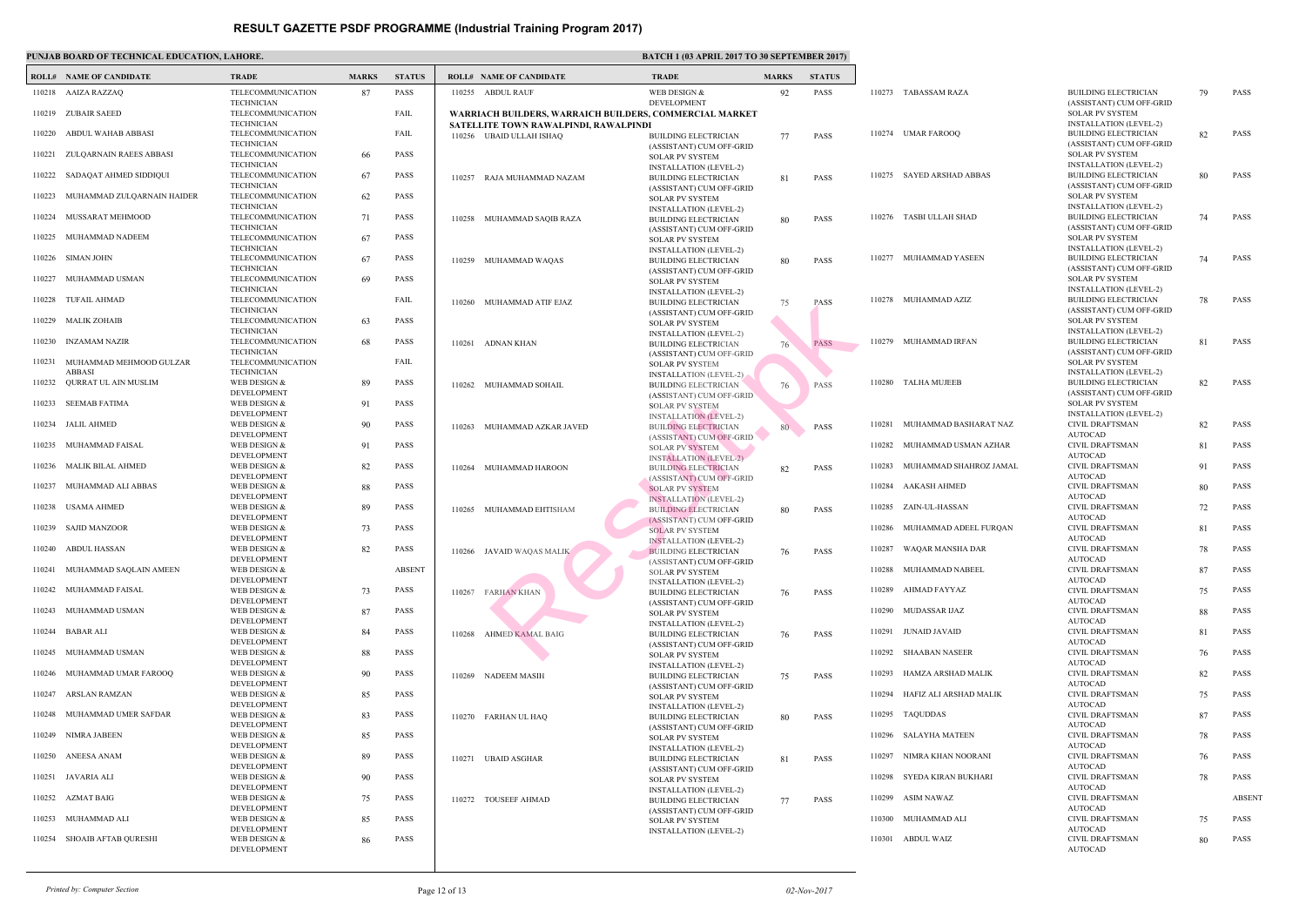# RESULT GAZETTE PSDF PROGRAMME (Industrial Training Program 2017)

**PUNJAB BOARD OF TECHNICAL EDUCATION, LAHORE.** | **BATCH 1 (03 APRIL 2017 TO 30 SEPTEMBER 2017)**

| ROLL# | NAME OF CANDIDATE | TRADE | MARKS | STATUS |
|---|---|---|---|---|
| 110218 | AAIZA RAZZAQ | TELECOMMUNICATION TECHNICIAN | 87 | PASS |
| 110219 | ZUBAIR SAEED | TELECOMMUNICATION TECHNICIAN | | FAIL |
| 110220 | ABDUL WAHAB ABBASI | TELECOMMUNICATION TECHNICIAN | | FAIL |
| 110221 | ZULQARNAIN RAEES ABBASI | TELECOMMUNICATION TECHNICIAN | 66 | PASS |
| 110222 | SADAQAT AHMED SIDDIQUI | TELECOMMUNICATION TECHNICIAN | 67 | PASS |
| 110223 | MUHAMMAD ZULQARNAIN HAIDER | TELECOMMUNICATION TECHNICIAN | 62 | PASS |
| 110224 | MUSSARAT MEHMOOD | TELECOMMUNICATION TECHNICIAN | 71 | PASS |
| 110225 | MUHAMMAD NADEEM | TELECOMMUNICATION TECHNICIAN | 67 | PASS |
| 110226 | SIMAN JOHN | TELECOMMUNICATION TECHNICIAN | 67 | PASS |
| 110227 | MUHAMMAD USMAN | TELECOMMUNICATION TECHNICIAN | 69 | PASS |
| 110228 | TUFAIL AHMAD | TELECOMMUNICATION TECHNICIAN | | FAIL |
| 110229 | MALIK ZOHAIB | TELECOMMUNICATION TECHNICIAN | 63 | PASS |
| 110230 | INZAMAM NAZIR | TELECOMMUNICATION TECHNICIAN | 68 | PASS |
| 110231 | MUHAMMAD MEHMOOD GULZAR ABBASI | TELECOMMUNICATION TECHNICIAN | | FAIL |
| 110232 | QURRAT UL AIN MUSLIM | WEB DESIGN & DEVELOPMENT | 89 | PASS |
| 110233 | SEEMAB FATIMA | WEB DESIGN & DEVELOPMENT | 91 | PASS |
| 110234 | JALIL AHMED | WEB DESIGN & DEVELOPMENT | 90 | PASS |
| 110235 | MUHAMMAD FAISAL | WEB DESIGN & DEVELOPMENT | 91 | PASS |
| 110236 | MALIK BILAL AHMED | WEB DESIGN & DEVELOPMENT | 82 | PASS |
| 110237 | MUHAMMAD ALI ABBAS | WEB DESIGN & DEVELOPMENT | 88 | PASS |
| 110238 | USAMA AHMED | WEB DESIGN & DEVELOPMENT | 89 | PASS |
| 110239 | SAJID MANZOOR | WEB DESIGN & DEVELOPMENT | 73 | PASS |
| 110240 | ABDUL HASSAN | WEB DESIGN & DEVELOPMENT | 82 | PASS |
| 110241 | MUHAMMAD SAQLAIN AMEEN | WEB DESIGN & DEVELOPMENT | | ABSENT |
| 110242 | MUHAMMAD FAISAL | WEB DESIGN & DEVELOPMENT | 73 | PASS |
| 110243 | MUHAMMAD USMAN | WEB DESIGN & DEVELOPMENT | 87 | PASS |
| 110244 | BABAR ALI | WEB DESIGN & DEVELOPMENT | 84 | PASS |
| 110245 | MUHAMMAD USMAN | WEB DESIGN & DEVELOPMENT | 88 | PASS |
| 110246 | MUHAMMAD UMAR FAROOQ | WEB DESIGN & DEVELOPMENT | 90 | PASS |
| 110247 | ARSLAN RAMZAN | WEB DESIGN & DEVELOPMENT | 85 | PASS |
| 110248 | MUHAMMAD UMER SAFDAR | WEB DESIGN & DEVELOPMENT | 83 | PASS |
| 110249 | NIMRA JABEEN | WEB DESIGN & DEVELOPMENT | 85 | PASS |
| 110250 | ANEESA ANAM | WEB DESIGN & DEVELOPMENT | 89 | PASS |
| 110251 | JAVARIA ALI | WEB DESIGN & DEVELOPMENT | 90 | PASS |
| 110252 | AZMAT BAIG | WEB DESIGN & DEVELOPMENT | 75 | PASS |
| 110253 | MUHAMMAD ALI | WEB DESIGN & DEVELOPMENT | 85 | PASS |
| 110254 | SHOAIB AFTAB QURESHI | WEB DESIGN & DEVELOPMENT | 86 | PASS |
| 110255 | ABDUL RAUF | WEB DESIGN & DEVELOPMENT | 92 | PASS |

**WARRIACH BUILDERS, WARRAICH BUILDERS, COMMERCIAL MARKET SATELLITE TOWN RAWALPINDI, RAWALPINDI**

| ROLL# | NAME OF CANDIDATE | TRADE | MARKS | STATUS |
|---|---|---|---|---|
| 110256 | UBAID ULLAH ISHAQ | BUILDING ELECTRICIAN (ASSISTANT) CUM OFF-GRID SOLAR PV SYSTEM INSTALLATION (LEVEL-2) | 77 | PASS |
| 110257 | RAJA MUHAMMAD NAZAM | BUILDING ELECTRICIAN (ASSISTANT) CUM OFF-GRID SOLAR PV SYSTEM INSTALLATION (LEVEL-2) | 81 | PASS |
| 110258 | MUHAMMAD SAQIB RAZA | BUILDING ELECTRICIAN (ASSISTANT) CUM OFF-GRID SOLAR PV SYSTEM INSTALLATION (LEVEL-2) | 80 | PASS |
| 110259 | MUHAMMAD WAQAS | BUILDING ELECTRICIAN (ASSISTANT) CUM OFF-GRID SOLAR PV SYSTEM INSTALLATION (LEVEL-2) | 80 | PASS |
| 110260 | MUHAMMAD ATIF EJAZ | BUILDING ELECTRICIAN (ASSISTANT) CUM OFF-GRID SOLAR PV SYSTEM INSTALLATION (LEVEL-2) | 75 | PASS |
| 110261 | ADNAN KHAN | BUILDING ELECTRICIAN (ASSISTANT) CUM OFF-GRID SOLAR PV SYSTEM INSTALLATION (LEVEL-2) | 76 | PASS |
| 110262 | MUHAMMAD SOHAIL | BUILDING ELECTRICIAN (ASSISTANT) CUM OFF-GRID SOLAR PV SYSTEM INSTALLATION (LEVEL-2) | 76 | PASS |
| 110263 | MUHAMMAD AZKAR JAVED | BUILDING ELECTRICIAN (ASSISTANT) CUM OFF-GRID SOLAR PV SYSTEM INSTALLATION (LEVEL-2) | 80 | PASS |
| 110264 | MUHAMMAD HAROON | BUILDING ELECTRICIAN (ASSISTANT) CUM OFF-GRID SOLAR PV SYSTEM INSTALLATION (LEVEL-2) | 82 | PASS |
| 110265 | MUHAMMAD EHTISHAM | BUILDING ELECTRICIAN (ASSISTANT) CUM OFF-GRID SOLAR PV SYSTEM INSTALLATION (LEVEL-2) | 80 | PASS |
| 110266 | JAVAID WAQAS MALIK | BUILDING ELECTRICIAN (ASSISTANT) CUM OFF-GRID SOLAR PV SYSTEM INSTALLATION (LEVEL-2) | 76 | PASS |
| 110267 | FARHAN KHAN | BUILDING ELECTRICIAN (ASSISTANT) CUM OFF-GRID SOLAR PV SYSTEM INSTALLATION (LEVEL-2) | 76 | PASS |
| 110268 | AHMED KAMAL BAIG | BUILDING ELECTRICIAN (ASSISTANT) CUM OFF-GRID SOLAR PV SYSTEM INSTALLATION (LEVEL-2) | 76 | PASS |
| 110269 | NADEEM MASIH | BUILDING ELECTRICIAN (ASSISTANT) CUM OFF-GRID SOLAR PV SYSTEM INSTALLATION (LEVEL-2) | 75 | PASS |
| 110270 | FARHAN UL HAQ | BUILDING ELECTRICIAN (ASSISTANT) CUM OFF-GRID SOLAR PV SYSTEM INSTALLATION (LEVEL-2) | 80 | PASS |
| 110271 | UBAID ASGHAR | BUILDING ELECTRICIAN (ASSISTANT) CUM OFF-GRID SOLAR PV SYSTEM INSTALLATION (LEVEL-2) | 81 | PASS |
| 110272 | TOUSEEF AHMAD | BUILDING ELECTRICIAN (ASSISTANT) CUM OFF-GRID SOLAR PV SYSTEM INSTALLATION (LEVEL-2) | 77 | PASS |
| 110273 | TABASSAM RAZA | BUILDING ELECTRICIAN (ASSISTANT) CUM OFF-GRID SOLAR PV SYSTEM INSTALLATION (LEVEL-2) | 79 | PASS |
| 110274 | UMAR FAROOQ | BUILDING ELECTRICIAN (ASSISTANT) CUM OFF-GRID SOLAR PV SYSTEM INSTALLATION (LEVEL-2) | 82 | PASS |
| 110275 | SAYED ARSHAD ABBAS | BUILDING ELECTRICIAN (ASSISTANT) CUM OFF-GRID SOLAR PV SYSTEM INSTALLATION (LEVEL-2) | 80 | PASS |
| 110276 | TASBI ULLAH SHAD | BUILDING ELECTRICIAN (ASSISTANT) CUM OFF-GRID SOLAR PV SYSTEM INSTALLATION (LEVEL-2) | 74 | PASS |
| 110277 | MUHAMMAD YASEEN | BUILDING ELECTRICIAN (ASSISTANT) CUM OFF-GRID SOLAR PV SYSTEM INSTALLATION (LEVEL-2) | 74 | PASS |
| 110278 | MUHAMMAD AZIZ | BUILDING ELECTRICIAN (ASSISTANT) CUM OFF-GRID SOLAR PV SYSTEM INSTALLATION (LEVEL-2) | 78 | PASS |
| 110279 | MUHAMMAD IRFAN | BUILDING ELECTRICIAN (ASSISTANT) CUM OFF-GRID SOLAR PV SYSTEM INSTALLATION (LEVEL-2) | 81 | PASS |
| 110280 | TALHA MUJEEB | BUILDING ELECTRICIAN (ASSISTANT) CUM OFF-GRID SOLAR PV SYSTEM INSTALLATION (LEVEL-2) | 82 | PASS |
| 110281 | MUHAMMAD BASHARAT NAZ | CIVIL DRAFTSMAN AUTOCAD | 82 | PASS |
| 110282 | MUHAMMAD USMAN AZHAR | CIVIL DRAFTSMAN AUTOCAD | 81 | PASS |
| 110283 | MUHAMMAD SHAHROZ JAMAL | CIVIL DRAFTSMAN AUTOCAD | 91 | PASS |
| 110284 | AAKASH AHMED | CIVIL DRAFTSMAN AUTOCAD | 80 | PASS |
| 110285 | ZAIN-UL-HASSAN | CIVIL DRAFTSMAN AUTOCAD | 72 | PASS |
| 110286 | MUHAMMAD ADEEL FURQAN | CIVIL DRAFTSMAN AUTOCAD | 81 | PASS |
| 110287 | WAQAR MANSHA DAR | CIVIL DRAFTSMAN AUTOCAD | 78 | PASS |
| 110288 | MUHAMMAD NABEEL | CIVIL DRAFTSMAN AUTOCAD | 87 | PASS |
| 110289 | AHMAD FAYYAZ | CIVIL DRAFTSMAN AUTOCAD | 75 | PASS |
| 110290 | MUDASSAR IJAZ | CIVIL DRAFTSMAN AUTOCAD | 88 | PASS |
| 110291 | JUNAID JAVAID | CIVIL DRAFTSMAN AUTOCAD | 81 | PASS |
| 110292 | SHAABAN NASEER | CIVIL DRAFTSMAN AUTOCAD | 76 | PASS |
| 110293 | HAMZA ARSHAD MALIK | CIVIL DRAFTSMAN AUTOCAD | 82 | PASS |
| 110294 | HAFIZ ALI ARSHAD MALIK | CIVIL DRAFTSMAN AUTOCAD | 75 | PASS |
| 110295 | TAQUDDAS | CIVIL DRAFTSMAN AUTOCAD | 87 | PASS |
| 110296 | SALAYHA MATEEN | CIVIL DRAFTSMAN AUTOCAD | 78 | PASS |
| 110297 | NIMRA KHAN NOORANI | CIVIL DRAFTSMAN AUTOCAD | 76 | PASS |
| 110298 | SYEDA KIRAN BUKHARI | CIVIL DRAFTSMAN AUTOCAD | 78 | PASS |
| 110299 | ASIM NAWAZ | CIVIL DRAFTSMAN AUTOCAD | | ABSENT |
| 110300 | MUHAMMAD ALI | CIVIL DRAFTSMAN AUTOCAD | 75 | PASS |
| 110301 | ABDUL WAIZ | CIVIL DRAFTSMAN AUTOCAD | 80 | PASS |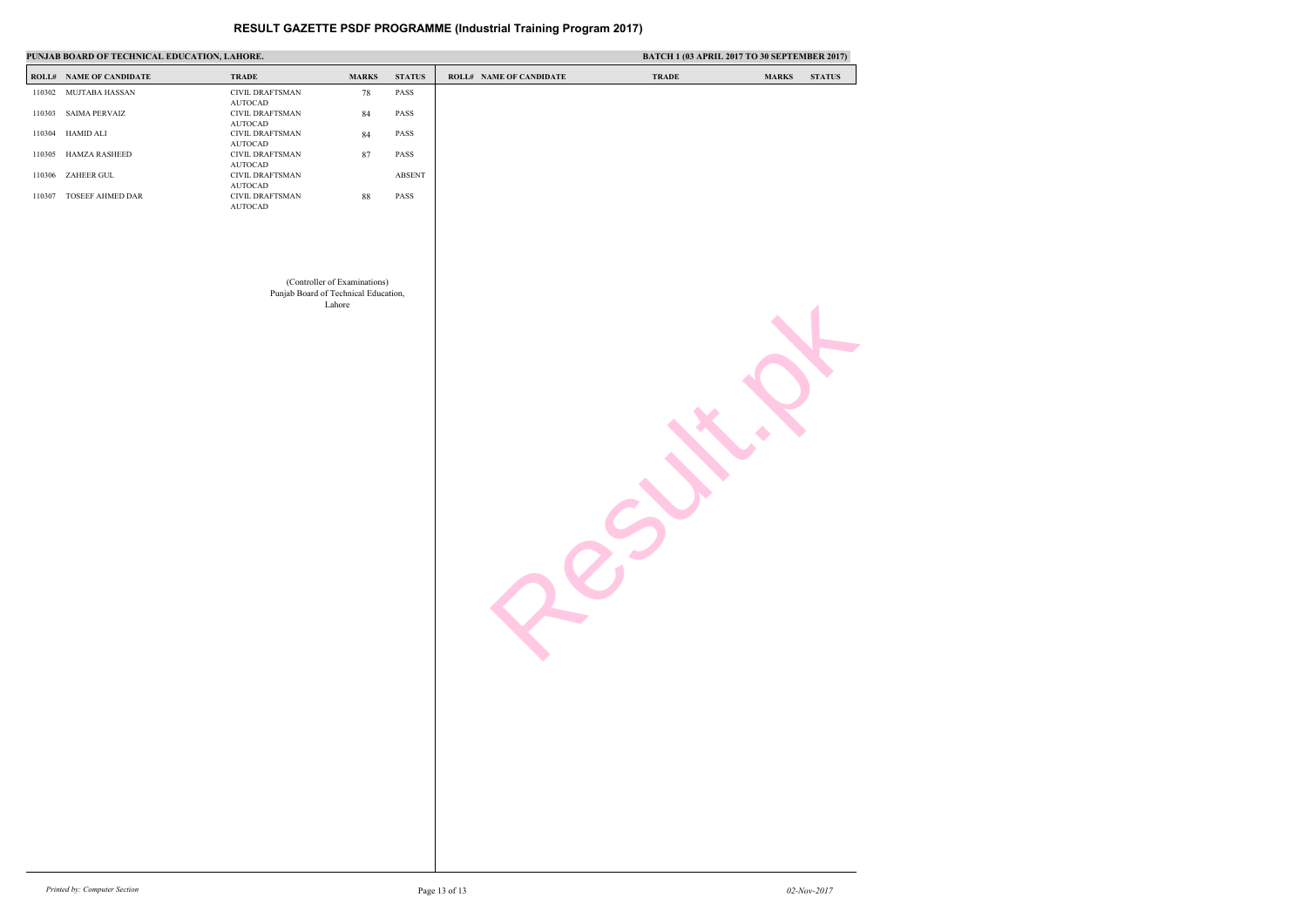# RESULT GAZETTE PSDF PROGRAMME (Industrial Training Program 2017)

**PUNJAB BOARD OF TECHNICAL EDUCATION, LAHORE.** **BATCH 1 (03 APRIL 2017 TO 30 SEPTEMBER 2017)**

| ROLL# | NAME OF CANDIDATE | TRADE | MARKS | STATUS |
|---|---|---|---|---|
| 110302 | MUJTABA HASSAN | CIVIL DRAFTSMAN AUTOCAD | 78 | PASS |
| 110303 | SAIMA PERVAIZ | CIVIL DRAFTSMAN AUTOCAD | 84 | PASS |
| 110304 | HAMID ALI | CIVIL DRAFTSMAN AUTOCAD | 84 | PASS |
| 110305 | HAMZA RASHEED | CIVIL DRAFTSMAN AUTOCAD | 87 | PASS |
| 110306 | ZAHEER GUL | CIVIL DRAFTSMAN AUTOCAD | | ABSENT |
| 110307 | TOSEEF AHMED DAR | CIVIL DRAFTSMAN AUTOCAD | 88 | PASS |

(Controller of Examinations)
Punjab Board of Technical Education,
Lahore

*Printed by: Computer Section*

*02-Nov-2017*